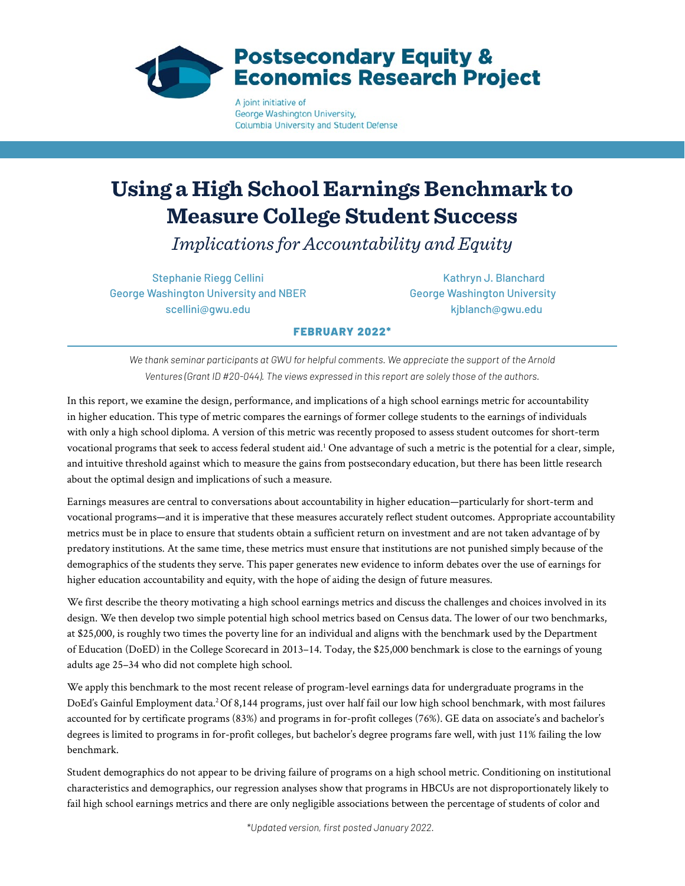**Postsecondary Equity & Economics Research Project**

A joint initiative of George Washington University, Columbia University and Student Defense

# Using a High School Earnings Benchmark to Measure College Student Success

## *Implications for Accountability and Equity*

Stephanie Riegg Cellini
George Washington University and NBER
scellini@gwu.edu

Kathryn J. Blanchard
George Washington University
kjblanch@gwu.edu

**FEBRUARY 2022***

*We thank seminar participants at GWU for helpful comments. We appreciate the support of the Arnold Ventures (Grant ID #20-044). The views expressed in this report are solely those of the authors.*

In this report, we examine the design, performance, and implications of a high school earnings metric for accountability in higher education. This type of metric compares the earnings of former college students to the earnings of individuals with only a high school diploma. A version of this metric was recently proposed to assess student outcomes for short-term vocational programs that seek to access federal student aid.[1] One advantage of such a metric is the potential for a clear, simple, and intuitive threshold against which to measure the gains from postsecondary education, but there has been little research about the optimal design and implications of such a measure.

Earnings measures are central to conversations about accountability in higher education—particularly for short-term and vocational programs—and it is imperative that these measures accurately reflect student outcomes. Appropriate accountability metrics must be in place to ensure that students obtain a sufficient return on investment and are not taken advantage of by predatory institutions. At the same time, these metrics must ensure that institutions are not punished simply because of the demographics of the students they serve. This paper generates new evidence to inform debates over the use of earnings for higher education accountability and equity, with the hope of aiding the design of future measures.

We first describe the theory motivating a high school earnings metrics and discuss the challenges and choices involved in its design. We then develop two simple potential high school metrics based on Census data. The lower of our two benchmarks, at $25,000, is roughly two times the poverty line for an individual and aligns with the benchmark used by the Department of Education (DoED) in the College Scorecard in 2013–14. Today, the $25,000 benchmark is close to the earnings of young adults age 25–34 who did not complete high school.

We apply this benchmark to the most recent release of program-level earnings data for undergraduate programs in the DoEd's Gainful Employment data.[2] Of 8,144 programs, just over half fail our low high school benchmark, with most failures accounted for by certificate programs (83%) and programs in for-profit colleges (76%). GE data on associate's and bachelor's degrees is limited to programs in for-profit colleges, but bachelor's degree programs fare well, with just 11% failing the low benchmark.

Student demographics do not appear to be driving failure of programs on a high school metric. Conditioning on institutional characteristics and demographics, our regression analyses show that programs in HBCUs are not disproportionately likely to fail high school earnings metrics and there are only negligible associations between the percentage of students of color and

*Updated version, first posted January 2022.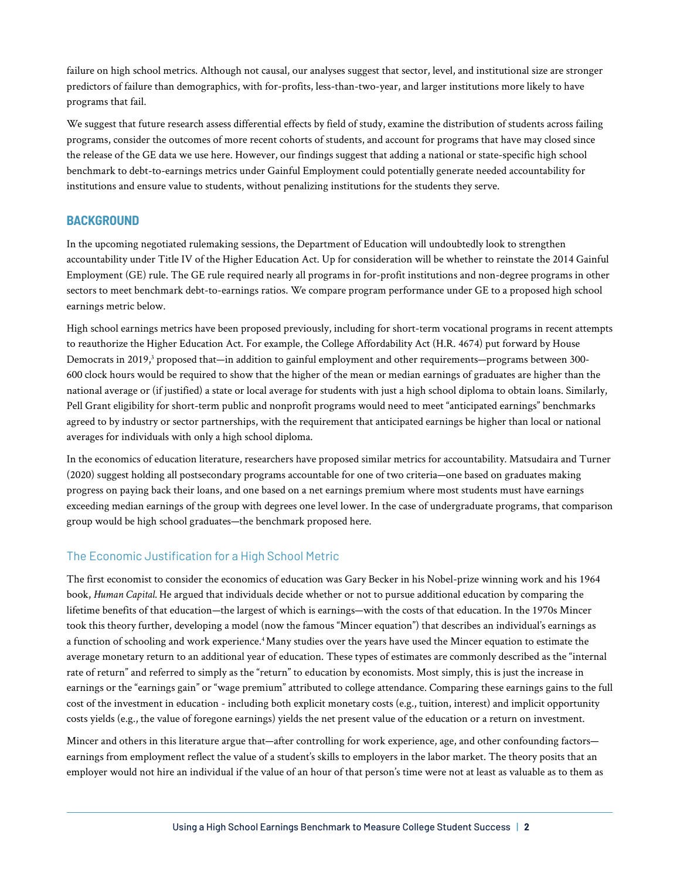failure on high school metrics. Although not causal, our analyses suggest that sector, level, and institutional size are stronger predictors of failure than demographics, with for-profits, less-than-two-year, and larger institutions more likely to have programs that fail.

We suggest that future research assess differential effects by field of study, examine the distribution of students across failing programs, consider the outcomes of more recent cohorts of students, and account for programs that have may closed since the release of the GE data we use here. However, our findings suggest that adding a national or state-specific high school benchmark to debt-to-earnings metrics under Gainful Employment could potentially generate needed accountability for institutions and ensure value to students, without penalizing institutions for the students they serve.

## BACKGROUND

In the upcoming negotiated rulemaking sessions, the Department of Education will undoubtedly look to strengthen accountability under Title IV of the Higher Education Act. Up for consideration will be whether to reinstate the 2014 Gainful Employment (GE) rule. The GE rule required nearly all programs in for-profit institutions and non-degree programs in other sectors to meet benchmark debt-to-earnings ratios. We compare program performance under GE to a proposed high school earnings metric below.

High school earnings metrics have been proposed previously, including for short-term vocational programs in recent attempts to reauthorize the Higher Education Act. For example, the College Affordability Act (H.R. 4674) put forward by House Democrats in 2019,[3] proposed that—in addition to gainful employment and other requirements—programs between 300-600 clock hours would be required to show that the higher of the mean or median earnings of graduates are higher than the national average or (if justified) a state or local average for students with just a high school diploma to obtain loans. Similarly, Pell Grant eligibility for short-term public and nonprofit programs would need to meet "anticipated earnings" benchmarks agreed to by industry or sector partnerships, with the requirement that anticipated earnings be higher than local or national averages for individuals with only a high school diploma.

In the economics of education literature, researchers have proposed similar metrics for accountability. Matsudaira and Turner (2020) suggest holding all postsecondary programs accountable for one of two criteria—one based on graduates making progress on paying back their loans, and one based on a net earnings premium where most students must have earnings exceeding median earnings of the group with degrees one level lower. In the case of undergraduate programs, that comparison group would be high school graduates—the benchmark proposed here.

### The Economic Justification for a High School Metric

The first economist to consider the economics of education was Gary Becker in his Nobel-prize winning work and his 1964 book, *Human Capital.* He argued that individuals decide whether or not to pursue additional education by comparing the lifetime benefits of that education—the largest of which is earnings—with the costs of that education. In the 1970s Mincer took this theory further, developing a model (now the famous "Mincer equation") that describes an individual's earnings as a function of schooling and work experience.[4] Many studies over the years have used the Mincer equation to estimate the average monetary return to an additional year of education. These types of estimates are commonly described as the "internal rate of return" and referred to simply as the "return" to education by economists. Most simply, this is just the increase in earnings or the "earnings gain" or "wage premium" attributed to college attendance. Comparing these earnings gains to the full cost of the investment in education - including both explicit monetary costs (e.g., tuition, interest) and implicit opportunity costs yields (e.g., the value of foregone earnings) yields the net present value of the education or a return on investment.

Mincer and others in this literature argue that—after controlling for work experience, age, and other confounding factors—earnings from employment reflect the value of a student's skills to employers in the labor market. The theory posits that an employer would not hire an individual if the value of an hour of that person's time were not at least as valuable as to them as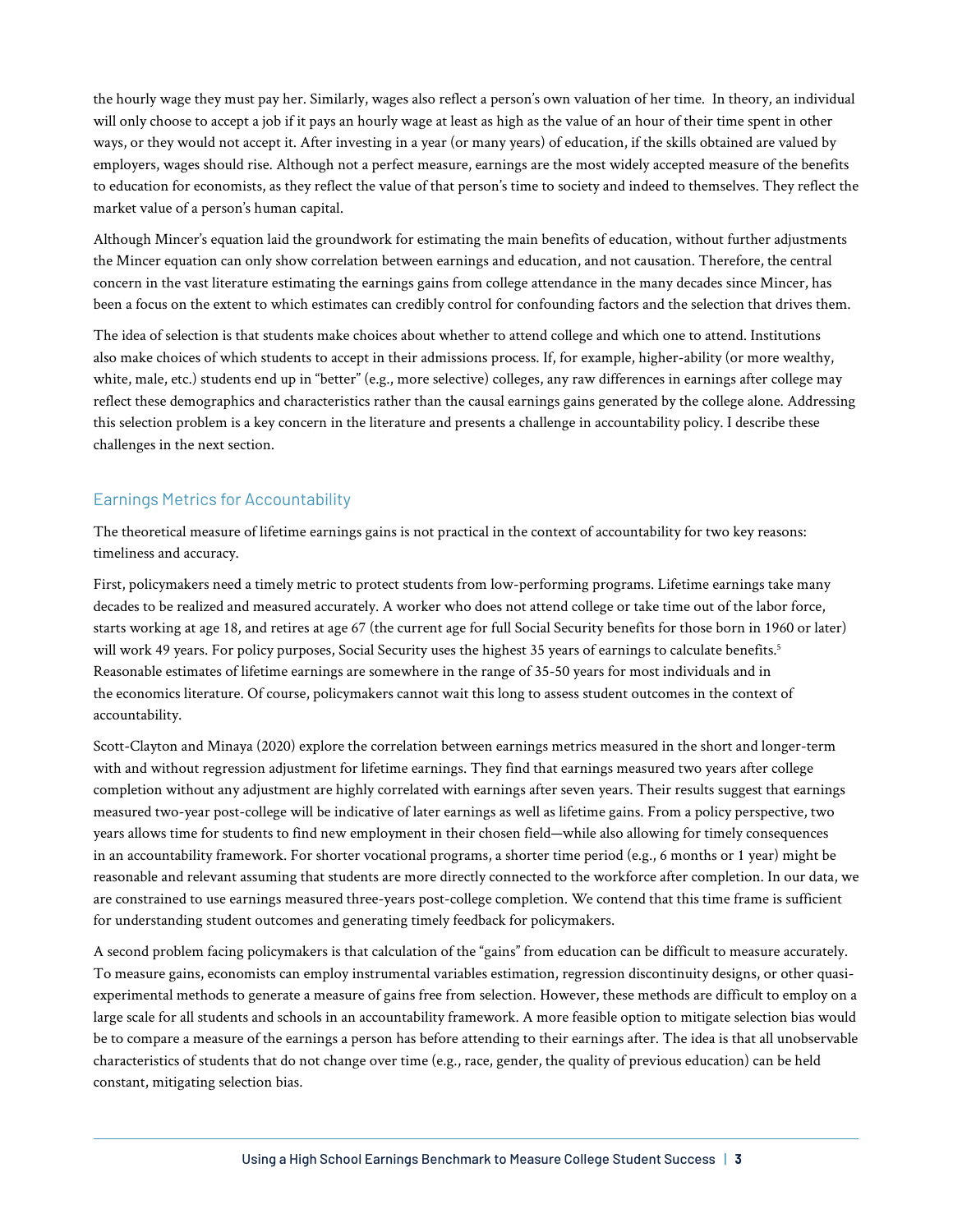the hourly wage they must pay her. Similarly, wages also reflect a person's own valuation of her time. In theory, an individual will only choose to accept a job if it pays an hourly wage at least as high as the value of an hour of their time spent in other ways, or they would not accept it. After investing in a year (or many years) of education, if the skills obtained are valued by employers, wages should rise. Although not a perfect measure, earnings are the most widely accepted measure of the benefits to education for economists, as they reflect the value of that person's time to society and indeed to themselves. They reflect the market value of a person's human capital.

Although Mincer's equation laid the groundwork for estimating the main benefits of education, without further adjustments the Mincer equation can only show correlation between earnings and education, and not causation. Therefore, the central concern in the vast literature estimating the earnings gains from college attendance in the many decades since Mincer, has been a focus on the extent to which estimates can credibly control for confounding factors and the selection that drives them.

The idea of selection is that students make choices about whether to attend college and which one to attend. Institutions also make choices of which students to accept in their admissions process. If, for example, higher-ability (or more wealthy, white, male, etc.) students end up in "better" (e.g., more selective) colleges, any raw differences in earnings after college may reflect these demographics and characteristics rather than the causal earnings gains generated by the college alone. Addressing this selection problem is a key concern in the literature and presents a challenge in accountability policy. I describe these challenges in the next section.

## Earnings Metrics for Accountability

The theoretical measure of lifetime earnings gains is not practical in the context of accountability for two key reasons: timeliness and accuracy.

First, policymakers need a timely metric to protect students from low-performing programs. Lifetime earnings take many decades to be realized and measured accurately. A worker who does not attend college or take time out of the labor force, starts working at age 18, and retires at age 67 (the current age for full Social Security benefits for those born in 1960 or later) will work 49 years. For policy purposes, Social Security uses the highest 35 years of earnings to calculate benefits.[5] Reasonable estimates of lifetime earnings are somewhere in the range of 35-50 years for most individuals and in the economics literature. Of course, policymakers cannot wait this long to assess student outcomes in the context of accountability.

Scott-Clayton and Minaya (2020) explore the correlation between earnings metrics measured in the short and longer-term with and without regression adjustment for lifetime earnings. They find that earnings measured two years after college completion without any adjustment are highly correlated with earnings after seven years. Their results suggest that earnings measured two-year post-college will be indicative of later earnings as well as lifetime gains. From a policy perspective, two years allows time for students to find new employment in their chosen field—while also allowing for timely consequences in an accountability framework. For shorter vocational programs, a shorter time period (e.g., 6 months or 1 year) might be reasonable and relevant assuming that students are more directly connected to the workforce after completion. In our data, we are constrained to use earnings measured three-years post-college completion. We contend that this time frame is sufficient for understanding student outcomes and generating timely feedback for policymakers.

A second problem facing policymakers is that calculation of the "gains" from education can be difficult to measure accurately. To measure gains, economists can employ instrumental variables estimation, regression discontinuity designs, or other quasi-experimental methods to generate a measure of gains free from selection. However, these methods are difficult to employ on a large scale for all students and schools in an accountability framework. A more feasible option to mitigate selection bias would be to compare a measure of the earnings a person has before attending to their earnings after. The idea is that all unobservable characteristics of students that do not change over time (e.g., race, gender, the quality of previous education) can be held constant, mitigating selection bias.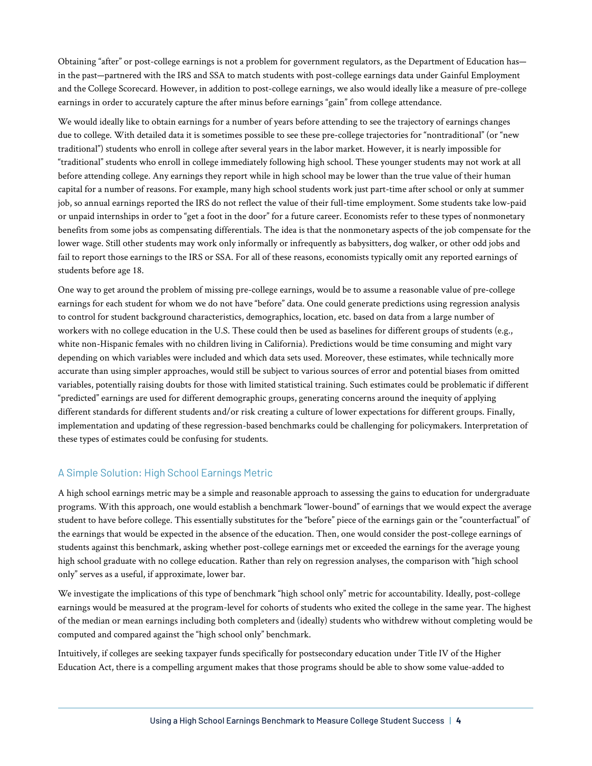Obtaining "after" or post-college earnings is not a problem for government regulators, as the Department of Education has—in the past—partnered with the IRS and SSA to match students with post-college earnings data under Gainful Employment and the College Scorecard. However, in addition to post-college earnings, we also would ideally like a measure of pre-college earnings in order to accurately capture the after minus before earnings "gain" from college attendance.

We would ideally like to obtain earnings for a number of years before attending to see the trajectory of earnings changes due to college. With detailed data it is sometimes possible to see these pre-college trajectories for "nontraditional" (or "new traditional") students who enroll in college after several years in the labor market. However, it is nearly impossible for "traditional" students who enroll in college immediately following high school. These younger students may not work at all before attending college. Any earnings they report while in high school may be lower than the true value of their human capital for a number of reasons. For example, many high school students work just part-time after school or only at summer job, so annual earnings reported the IRS do not reflect the value of their full-time employment. Some students take low-paid or unpaid internships in order to "get a foot in the door" for a future career. Economists refer to these types of nonmonetary benefits from some jobs as compensating differentials. The idea is that the nonmonetary aspects of the job compensate for the lower wage. Still other students may work only informally or infrequently as babysitters, dog walker, or other odd jobs and fail to report those earnings to the IRS or SSA. For all of these reasons, economists typically omit any reported earnings of students before age 18.

One way to get around the problem of missing pre-college earnings, would be to assume a reasonable value of pre-college earnings for each student for whom we do not have "before" data. One could generate predictions using regression analysis to control for student background characteristics, demographics, location, etc. based on data from a large number of workers with no college education in the U.S. These could then be used as baselines for different groups of students (e.g., white non-Hispanic females with no children living in California). Predictions would be time consuming and might vary depending on which variables were included and which data sets used. Moreover, these estimates, while technically more accurate than using simpler approaches, would still be subject to various sources of error and potential biases from omitted variables, potentially raising doubts for those with limited statistical training. Such estimates could be problematic if different "predicted" earnings are used for different demographic groups, generating concerns around the inequity of applying different standards for different students and/or risk creating a culture of lower expectations for different groups. Finally, implementation and updating of these regression-based benchmarks could be challenging for policymakers. Interpretation of these types of estimates could be confusing for students.

## A Simple Solution: High School Earnings Metric

A high school earnings metric may be a simple and reasonable approach to assessing the gains to education for undergraduate programs. With this approach, one would establish a benchmark "lower-bound" of earnings that we would expect the average student to have before college. This essentially substitutes for the "before" piece of the earnings gain or the "counterfactual" of the earnings that would be expected in the absence of the education. Then, one would consider the post-college earnings of students against this benchmark, asking whether post-college earnings met or exceeded the earnings for the average young high school graduate with no college education. Rather than rely on regression analyses, the comparison with "high school only" serves as a useful, if approximate, lower bar.

We investigate the implications of this type of benchmark "high school only" metric for accountability. Ideally, post-college earnings would be measured at the program-level for cohorts of students who exited the college in the same year. The highest of the median or mean earnings including both completers and (ideally) students who withdrew without completing would be computed and compared against the "high school only" benchmark.

Intuitively, if colleges are seeking taxpayer funds specifically for postsecondary education under Title IV of the Higher Education Act, there is a compelling argument makes that those programs should be able to show some value-added to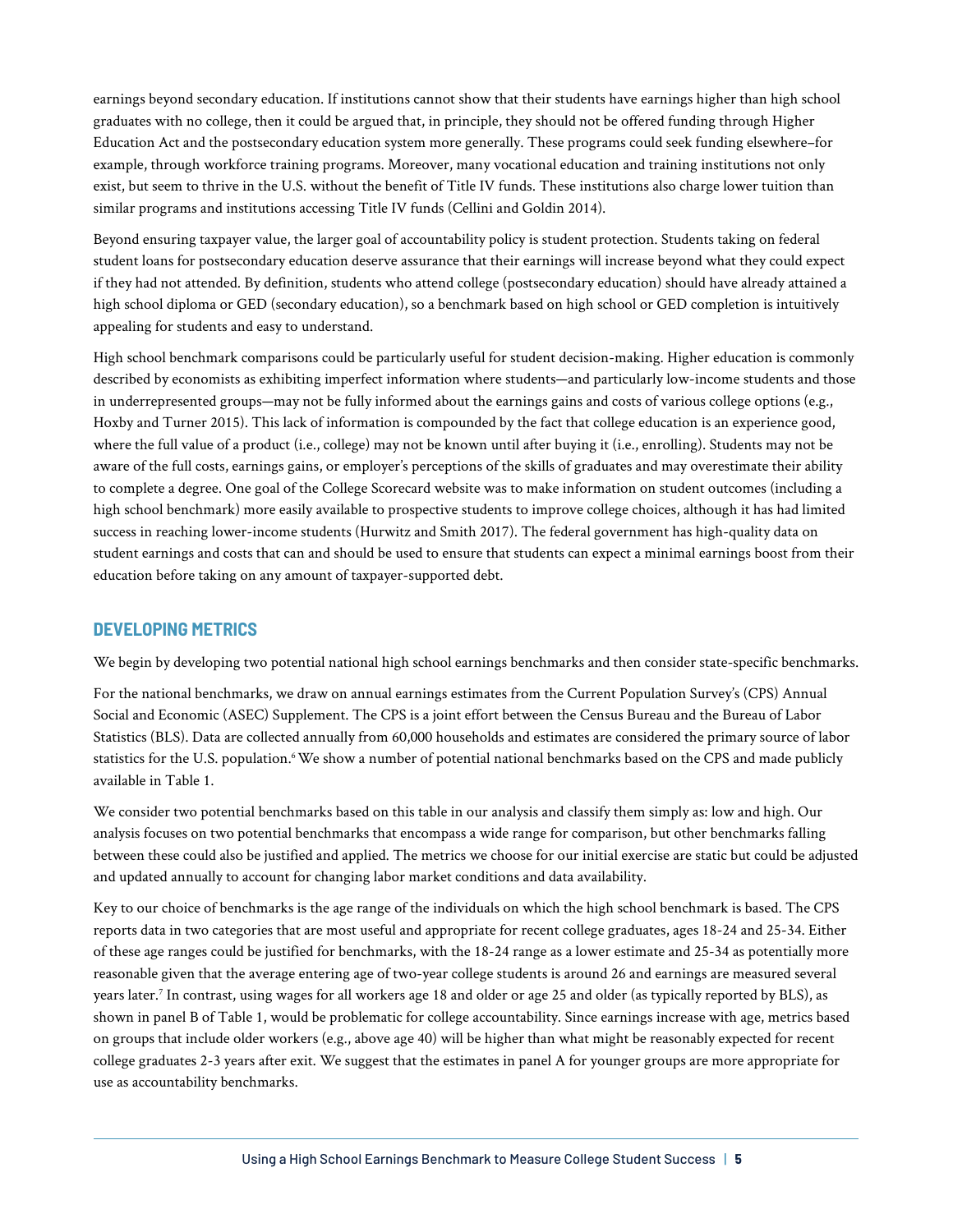earnings beyond secondary education. If institutions cannot show that their students have earnings higher than high school graduates with no college, then it could be argued that, in principle, they should not be offered funding through Higher Education Act and the postsecondary education system more generally. These programs could seek funding elsewhere–for example, through workforce training programs. Moreover, many vocational education and training institutions not only exist, but seem to thrive in the U.S. without the benefit of Title IV funds. These institutions also charge lower tuition than similar programs and institutions accessing Title IV funds (Cellini and Goldin 2014).

Beyond ensuring taxpayer value, the larger goal of accountability policy is student protection. Students taking on federal student loans for postsecondary education deserve assurance that their earnings will increase beyond what they could expect if they had not attended. By definition, students who attend college (postsecondary education) should have already attained a high school diploma or GED (secondary education), so a benchmark based on high school or GED completion is intuitively appealing for students and easy to understand.

High school benchmark comparisons could be particularly useful for student decision-making. Higher education is commonly described by economists as exhibiting imperfect information where students—and particularly low-income students and those in underrepresented groups—may not be fully informed about the earnings gains and costs of various college options (e.g., Hoxby and Turner 2015). This lack of information is compounded by the fact that college education is an experience good, where the full value of a product (i.e., college) may not be known until after buying it (i.e., enrolling). Students may not be aware of the full costs, earnings gains, or employer's perceptions of the skills of graduates and may overestimate their ability to complete a degree. One goal of the College Scorecard website was to make information on student outcomes (including a high school benchmark) more easily available to prospective students to improve college choices, although it has had limited success in reaching lower-income students (Hurwitz and Smith 2017). The federal government has high-quality data on student earnings and costs that can and should be used to ensure that students can expect a minimal earnings boost from their education before taking on any amount of taxpayer-supported debt.

## DEVELOPING METRICS

We begin by developing two potential national high school earnings benchmarks and then consider state-specific benchmarks.

For the national benchmarks, we draw on annual earnings estimates from the Current Population Survey's (CPS) Annual Social and Economic (ASEC) Supplement. The CPS is a joint effort between the Census Bureau and the Bureau of Labor Statistics (BLS). Data are collected annually from 60,000 households and estimates are considered the primary source of labor statistics for the U.S. population.[6] We show a number of potential national benchmarks based on the CPS and made publicly available in Table 1.

We consider two potential benchmarks based on this table in our analysis and classify them simply as: low and high. Our analysis focuses on two potential benchmarks that encompass a wide range for comparison, but other benchmarks falling between these could also be justified and applied. The metrics we choose for our initial exercise are static but could be adjusted and updated annually to account for changing labor market conditions and data availability.

Key to our choice of benchmarks is the age range of the individuals on which the high school benchmark is based. The CPS reports data in two categories that are most useful and appropriate for recent college graduates, ages 18-24 and 25-34. Either of these age ranges could be justified for benchmarks, with the 18-24 range as a lower estimate and 25-34 as potentially more reasonable given that the average entering age of two-year college students is around 26 and earnings are measured several years later.[7] In contrast, using wages for all workers age 18 and older or age 25 and older (as typically reported by BLS), as shown in panel B of Table 1, would be problematic for college accountability. Since earnings increase with age, metrics based on groups that include older workers (e.g., above age 40) will be higher than what might be reasonably expected for recent college graduates 2-3 years after exit. We suggest that the estimates in panel A for younger groups are more appropriate for use as accountability benchmarks.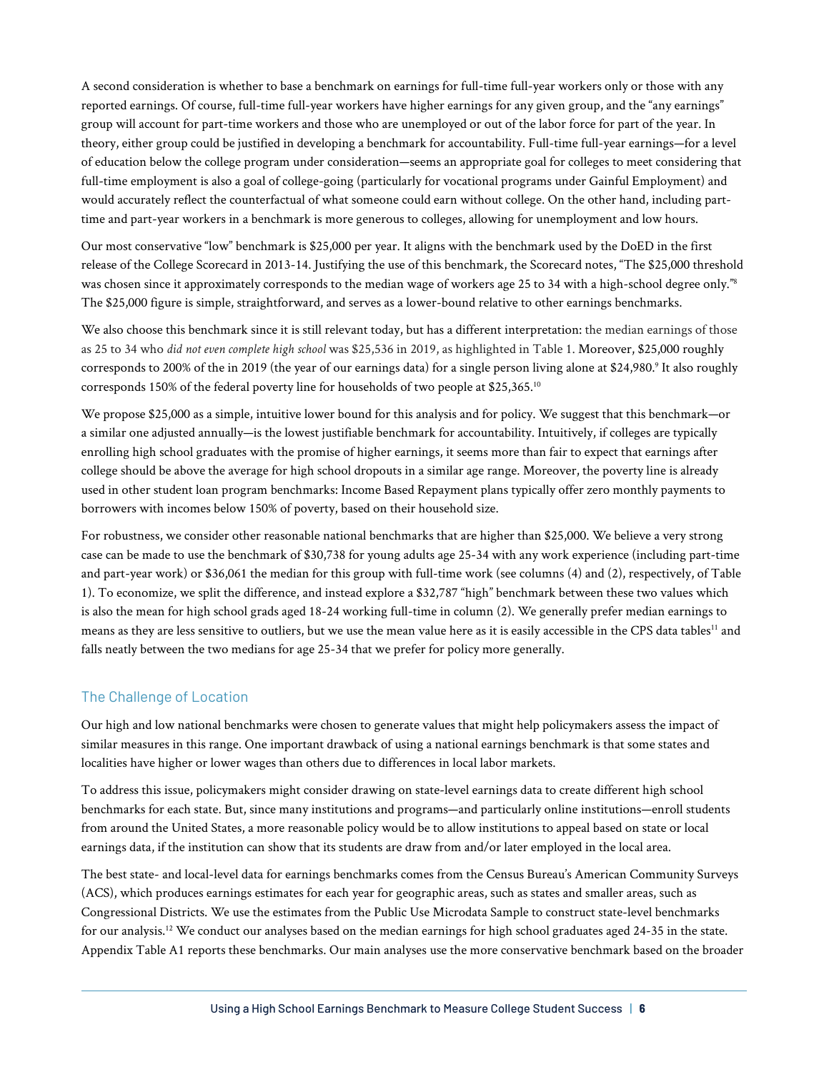A second consideration is whether to base a benchmark on earnings for full-time full-year workers only or those with any reported earnings. Of course, full-time full-year workers have higher earnings for any given group, and the "any earnings" group will account for part-time workers and those who are unemployed or out of the labor force for part of the year. In theory, either group could be justified in developing a benchmark for accountability. Full-time full-year earnings—for a level of education below the college program under consideration—seems an appropriate goal for colleges to meet considering that full-time employment is also a goal of college-going (particularly for vocational programs under Gainful Employment) and would accurately reflect the counterfactual of what someone could earn without college. On the other hand, including part-time and part-year workers in a benchmark is more generous to colleges, allowing for unemployment and low hours.

Our most conservative "low" benchmark is $25,000 per year. It aligns with the benchmark used by the DoED in the first release of the College Scorecard in 2013-14. Justifying the use of this benchmark, the Scorecard notes, "The $25,000 threshold was chosen since it approximately corresponds to the median wage of workers age 25 to 34 with a high-school degree only."[8] The $25,000 figure is simple, straightforward, and serves as a lower-bound relative to other earnings benchmarks.

We also choose this benchmark since it is still relevant today, but has a different interpretation: the median earnings of those as 25 to 34 who *did not even complete high school* was $25,536 in 2019, as highlighted in Table 1. Moreover, $25,000 roughly corresponds to 200% of the in 2019 (the year of our earnings data) for a single person living alone at $24,980.[9] It also roughly corresponds 150% of the federal poverty line for households of two people at $25,365.[10]

We propose $25,000 as a simple, intuitive lower bound for this analysis and for policy. We suggest that this benchmark—or a similar one adjusted annually—is the lowest justifiable benchmark for accountability. Intuitively, if colleges are typically enrolling high school graduates with the promise of higher earnings, it seems more than fair to expect that earnings after college should be above the average for high school dropouts in a similar age range. Moreover, the poverty line is already used in other student loan program benchmarks: Income Based Repayment plans typically offer zero monthly payments to borrowers with incomes below 150% of poverty, based on their household size.

For robustness, we consider other reasonable national benchmarks that are higher than $25,000. We believe a very strong case can be made to use the benchmark of $30,738 for young adults age 25-34 with any work experience (including part-time and part-year work) or $36,061 the median for this group with full-time work (see columns (4) and (2), respectively, of Table 1). To economize, we split the difference, and instead explore a $32,787 "high" benchmark between these two values which is also the mean for high school grads aged 18-24 working full-time in column (2). We generally prefer median earnings to means as they are less sensitive to outliers, but we use the mean value here as it is easily accessible in the CPS data tables[11] and falls neatly between the two medians for age 25-34 that we prefer for policy more generally.

## The Challenge of Location

Our high and low national benchmarks were chosen to generate values that might help policymakers assess the impact of similar measures in this range. One important drawback of using a national earnings benchmark is that some states and localities have higher or lower wages than others due to differences in local labor markets.

To address this issue, policymakers might consider drawing on state-level earnings data to create different high school benchmarks for each state. But, since many institutions and programs—and particularly online institutions—enroll students from around the United States, a more reasonable policy would be to allow institutions to appeal based on state or local earnings data, if the institution can show that its students are draw from and/or later employed in the local area.

The best state- and local-level data for earnings benchmarks comes from the Census Bureau's American Community Surveys (ACS), which produces earnings estimates for each year for geographic areas, such as states and smaller areas, such as Congressional Districts. We use the estimates from the Public Use Microdata Sample to construct state-level benchmarks for our analysis.[12] We conduct our analyses based on the median earnings for high school graduates aged 24-35 in the state. Appendix Table A1 reports these benchmarks. Our main analyses use the more conservative benchmark based on the broader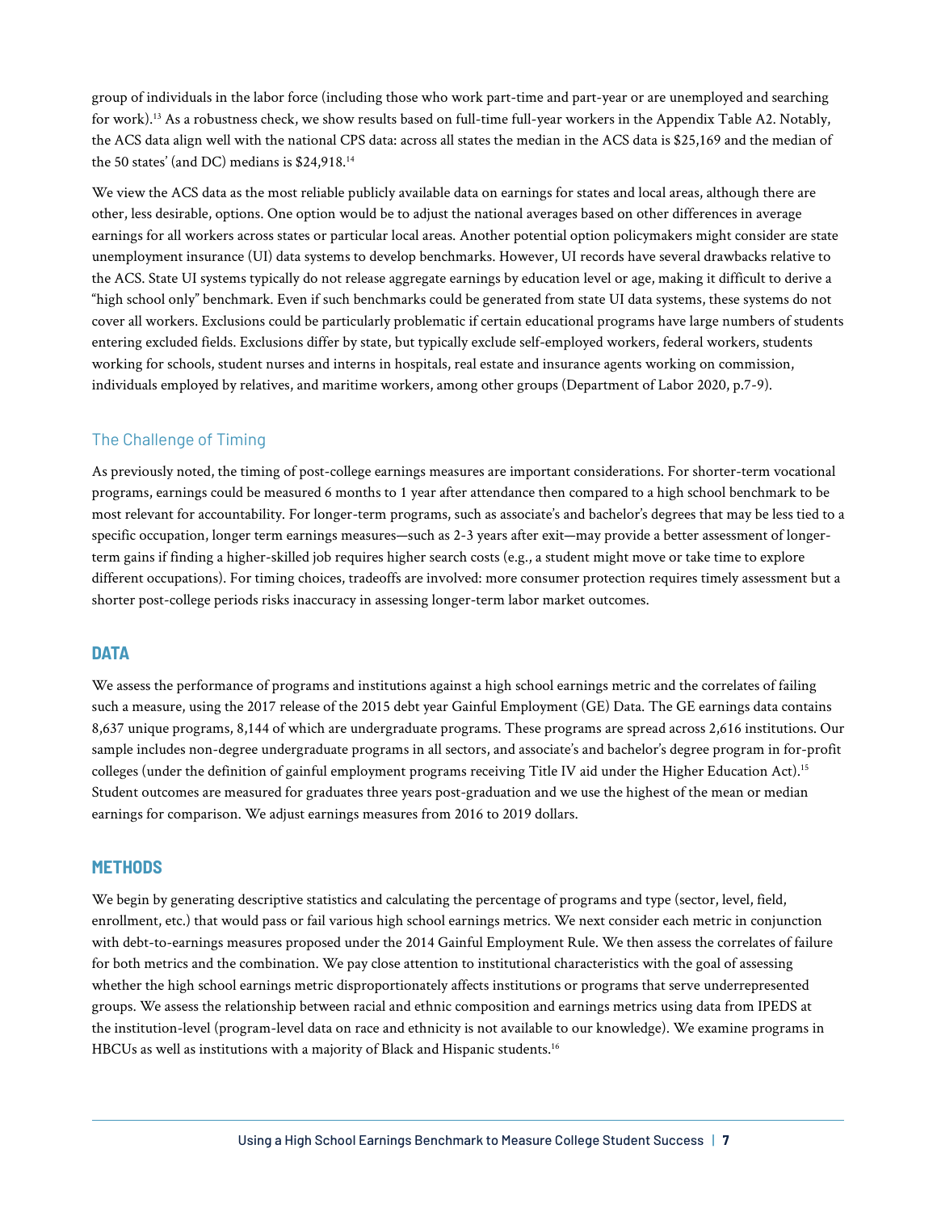group of individuals in the labor force (including those who work part-time and part-year or are unemployed and searching for work).[13] As a robustness check, we show results based on full-time full-year workers in the Appendix Table A2. Notably, the ACS data align well with the national CPS data: across all states the median in the ACS data is $25,169 and the median of the 50 states' (and DC) medians is $24,918.[14]

We view the ACS data as the most reliable publicly available data on earnings for states and local areas, although there are other, less desirable, options. One option would be to adjust the national averages based on other differences in average earnings for all workers across states or particular local areas. Another potential option policymakers might consider are state unemployment insurance (UI) data systems to develop benchmarks. However, UI records have several drawbacks relative to the ACS. State UI systems typically do not release aggregate earnings by education level or age, making it difficult to derive a "high school only" benchmark. Even if such benchmarks could be generated from state UI data systems, these systems do not cover all workers. Exclusions could be particularly problematic if certain educational programs have large numbers of students entering excluded fields. Exclusions differ by state, but typically exclude self-employed workers, federal workers, students working for schools, student nurses and interns in hospitals, real estate and insurance agents working on commission, individuals employed by relatives, and maritime workers, among other groups (Department of Labor 2020, p.7-9).

### The Challenge of Timing

As previously noted, the timing of post-college earnings measures are important considerations. For shorter-term vocational programs, earnings could be measured 6 months to 1 year after attendance then compared to a high school benchmark to be most relevant for accountability. For longer-term programs, such as associate's and bachelor's degrees that may be less tied to a specific occupation, longer term earnings measures—such as 2-3 years after exit—may provide a better assessment of longer-term gains if finding a higher-skilled job requires higher search costs (e.g., a student might move or take time to explore different occupations). For timing choices, tradeoffs are involved: more consumer protection requires timely assessment but a shorter post-college periods risks inaccuracy in assessing longer-term labor market outcomes.

## DATA

We assess the performance of programs and institutions against a high school earnings metric and the correlates of failing such a measure, using the 2017 release of the 2015 debt year Gainful Employment (GE) Data. The GE earnings data contains 8,637 unique programs, 8,144 of which are undergraduate programs. These programs are spread across 2,616 institutions. Our sample includes non-degree undergraduate programs in all sectors, and associate's and bachelor's degree program in for-profit colleges (under the definition of gainful employment programs receiving Title IV aid under the Higher Education Act).[15] Student outcomes are measured for graduates three years post-graduation and we use the highest of the mean or median earnings for comparison. We adjust earnings measures from 2016 to 2019 dollars.

## METHODS

We begin by generating descriptive statistics and calculating the percentage of programs and type (sector, level, field, enrollment, etc.) that would pass or fail various high school earnings metrics. We next consider each metric in conjunction with debt-to-earnings measures proposed under the 2014 Gainful Employment Rule. We then assess the correlates of failure for both metrics and the combination. We pay close attention to institutional characteristics with the goal of assessing whether the high school earnings metric disproportionately affects institutions or programs that serve underrepresented groups. We assess the relationship between racial and ethnic composition and earnings metrics using data from IPEDS at the institution-level (program-level data on race and ethnicity is not available to our knowledge). We examine programs in HBCUs as well as institutions with a majority of Black and Hispanic students.[16]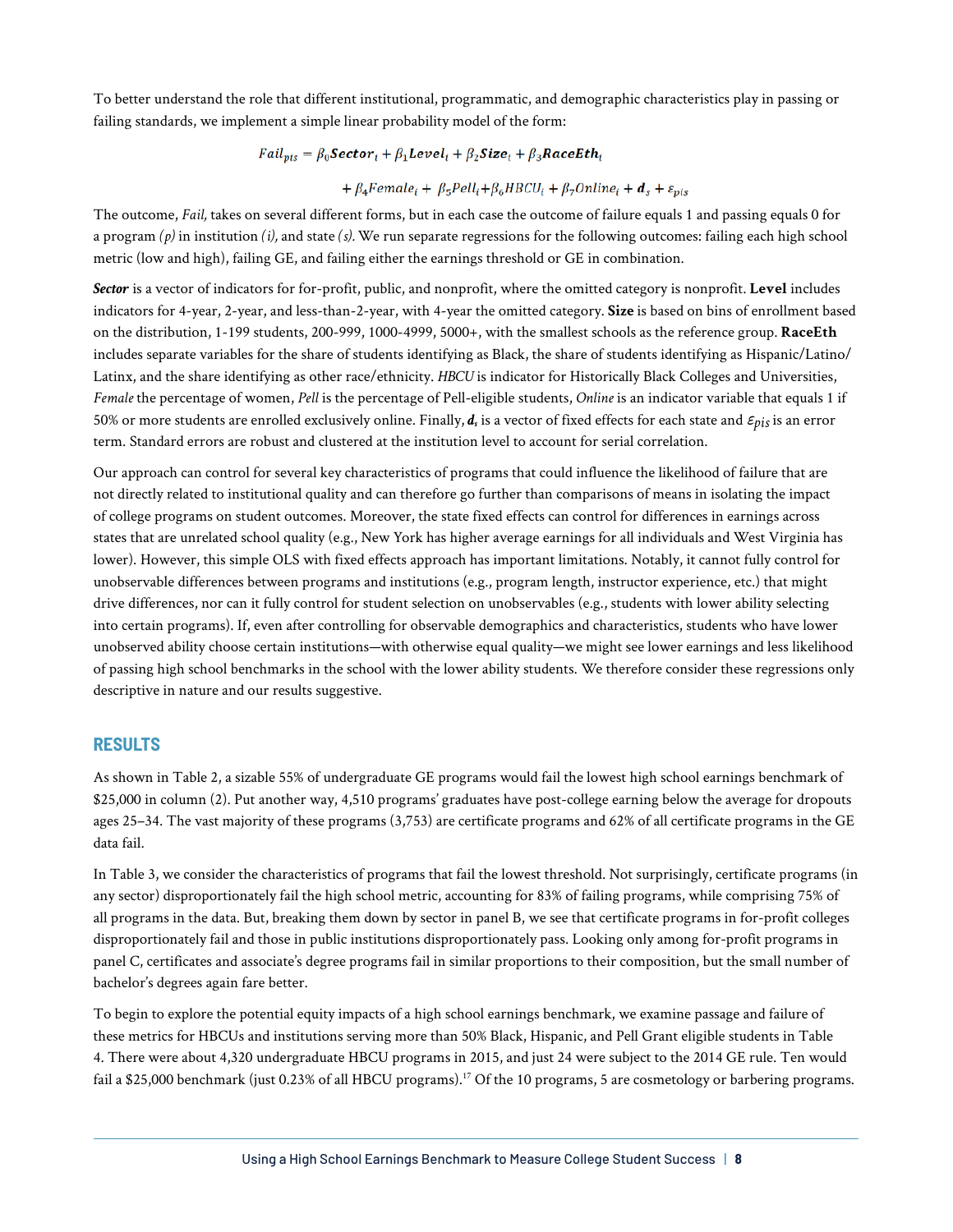To better understand the role that different institutional, programmatic, and demographic characteristics play in passing or failing standards, we implement a simple linear probability model of the form:

$$Fail_{pis} = \beta_0 \boldsymbol{Sector}_i + \beta_1 \boldsymbol{Level}_i + \beta_2 \boldsymbol{Size}_i + \beta_3 \boldsymbol{RaceEth}_i$$

$$+ \beta_4 Female_i + \beta_5 Pell_i + \beta_6 HBCU_i + \beta_7 Online_i + \boldsymbol{d}_s + \varepsilon_{pis}$$

The outcome, *Fail,* takes on several different forms, but in each case the outcome of failure equals 1 and passing equals 0 for a program *(p)* in institution *(i),* and state *(s).* We run separate regressions for the following outcomes: failing each high school metric (low and high), failing GE, and failing either the earnings threshold or GE in combination.

***Sector*** is a vector of indicators for for-profit, public, and nonprofit, where the omitted category is nonprofit. **Level** includes indicators for 4-year, 2-year, and less-than-2-year, with 4-year the omitted category. **Size** is based on bins of enrollment based on the distribution, 1-199 students, 200-999, 1000-4999, 5000+, with the smallest schools as the reference group. **RaceEth** includes separate variables for the share of students identifying as Black, the share of students identifying as Hispanic/Latino/Latinx, and the share identifying as other race/ethnicity. *HBCU* is indicator for Historically Black Colleges and Universities, *Female* the percentage of women, *Pell* is the percentage of Pell-eligible students, *Online* is an indicator variable that equals 1 if 50% or more students are enrolled exclusively online. Finally, $\boldsymbol{d}_s$ is a vector of fixed effects for each state and $\varepsilon_{pis}$ is an error term. Standard errors are robust and clustered at the institution level to account for serial correlation.

Our approach can control for several key characteristics of programs that could influence the likelihood of failure that are not directly related to institutional quality and can therefore go further than comparisons of means in isolating the impact of college programs on student outcomes. Moreover, the state fixed effects can control for differences in earnings across states that are unrelated school quality (e.g., New York has higher average earnings for all individuals and West Virginia has lower). However, this simple OLS with fixed effects approach has important limitations. Notably, it cannot fully control for unobservable differences between programs and institutions (e.g., program length, instructor experience, etc.) that might drive differences, nor can it fully control for student selection on unobservables (e.g., students with lower ability selecting into certain programs). If, even after controlling for observable demographics and characteristics, students who have lower unobserved ability choose certain institutions—with otherwise equal quality—we might see lower earnings and less likelihood of passing high school benchmarks in the school with the lower ability students. We therefore consider these regressions only descriptive in nature and our results suggestive.

## RESULTS

As shown in Table 2, a sizable 55% of undergraduate GE programs would fail the lowest high school earnings benchmark of $25,000 in column (2). Put another way, 4,510 programs' graduates have post-college earning below the average for dropouts ages 25–34. The vast majority of these programs (3,753) are certificate programs and 62% of all certificate programs in the GE data fail.

In Table 3, we consider the characteristics of programs that fail the lowest threshold. Not surprisingly, certificate programs (in any sector) disproportionately fail the high school metric, accounting for 83% of failing programs, while comprising 75% of all programs in the data. But, breaking them down by sector in panel B, we see that certificate programs in for-profit colleges disproportionately fail and those in public institutions disproportionately pass. Looking only among for-profit programs in panel C, certificates and associate's degree programs fail in similar proportions to their composition, but the small number of bachelor's degrees again fare better.

To begin to explore the potential equity impacts of a high school earnings benchmark, we examine passage and failure of these metrics for HBCUs and institutions serving more than 50% Black, Hispanic, and Pell Grant eligible students in Table 4. There were about 4,320 undergraduate HBCU programs in 2015, and just 24 were subject to the 2014 GE rule. Ten would fail a $25,000 benchmark (just 0.23% of all HBCU programs).[17] Of the 10 programs, 5 are cosmetology or barbering programs.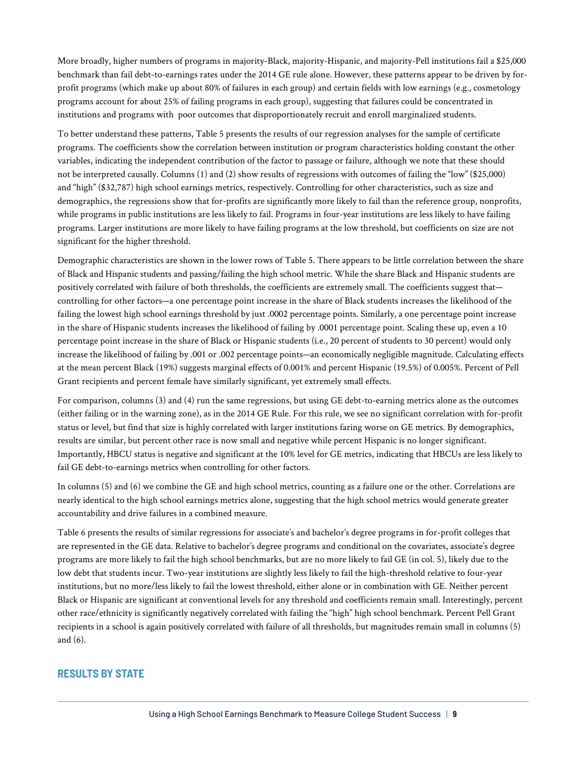More broadly, higher numbers of programs in majority-Black, majority-Hispanic, and majority-Pell institutions fail a $25,000 benchmark than fail debt-to-earnings rates under the 2014 GE rule alone. However, these patterns appear to be driven by for-profit programs (which make up about 80% of failures in each group) and certain fields with low earnings (e.g., cosmetology programs account for about 25% of failing programs in each group), suggesting that failures could be concentrated in institutions and programs with poor outcomes that disproportionately recruit and enroll marginalized students.

To better understand these patterns, Table 5 presents the results of our regression analyses for the sample of certificate programs. The coefficients show the correlation between institution or program characteristics holding constant the other variables, indicating the independent contribution of the factor to passage or failure, although we note that these should not be interpreted causally. Columns (1) and (2) show results of regressions with outcomes of failing the "low" ($25,000) and "high" ($32,787) high school earnings metrics, respectively. Controlling for other characteristics, such as size and demographics, the regressions show that for-profits are significantly more likely to fail than the reference group, nonprofits, while programs in public institutions are less likely to fail. Programs in four-year institutions are less likely to have failing programs. Larger institutions are more likely to have failing programs at the low threshold, but coefficients on size are not significant for the higher threshold.

Demographic characteristics are shown in the lower rows of Table 5. There appears to be little correlation between the share of Black and Hispanic students and passing/failing the high school metric. While the share Black and Hispanic students are positively correlated with failure of both thresholds, the coefficients are extremely small. The coefficients suggest that—controlling for other factors—a one percentage point increase in the share of Black students increases the likelihood of the failing the lowest high school earnings threshold by just .0002 percentage points. Similarly, a one percentage point increase in the share of Hispanic students increases the likelihood of failing by .0001 percentage point. Scaling these up, even a 10 percentage point increase in the share of Black or Hispanic students (i.e., 20 percent of students to 30 percent) would only increase the likelihood of failing by .001 or .002 percentage points—an economically negligible magnitude. Calculating effects at the mean percent Black (19%) suggests marginal effects of 0.001% and percent Hispanic (19.5%) of 0.005%. Percent of Pell Grant recipients and percent female have similarly significant, yet extremely small effects.

For comparison, columns (3) and (4) run the same regressions, but using GE debt-to-earning metrics alone as the outcomes (either failing or in the warning zone), as in the 2014 GE Rule. For this rule, we see no significant correlation with for-profit status or level, but find that size is highly correlated with larger institutions faring worse on GE metrics. By demographics, results are similar, but percent other race is now small and negative while percent Hispanic is no longer significant. Importantly, HBCU status is negative and significant at the 10% level for GE metrics, indicating that HBCUs are less likely to fail GE debt-to-earnings metrics when controlling for other factors.

In columns (5) and (6) we combine the GE and high school metrics, counting as a failure one or the other. Correlations are nearly identical to the high school earnings metrics alone, suggesting that the high school metrics would generate greater accountability and drive failures in a combined measure.

Table 6 presents the results of similar regressions for associate's and bachelor's degree programs in for-profit colleges that are represented in the GE data. Relative to bachelor's degree programs and conditional on the covariates, associate's degree programs are more likely to fail the high school benchmarks, but are no more likely to fail GE (in col. 5), likely due to the low debt that students incur. Two-year institutions are slightly less likely to fail the high-threshold relative to four-year institutions, but no more/less likely to fail the lowest threshold, either alone or in combination with GE. Neither percent Black or Hispanic are significant at conventional levels for any threshold and coefficients remain small. Interestingly, percent other race/ethnicity is significantly negatively correlated with failing the "high" high school benchmark. Percent Pell Grant recipients in a school is again positively correlated with failure of all thresholds, but magnitudes remain small in columns (5) and (6).

## RESULTS BY STATE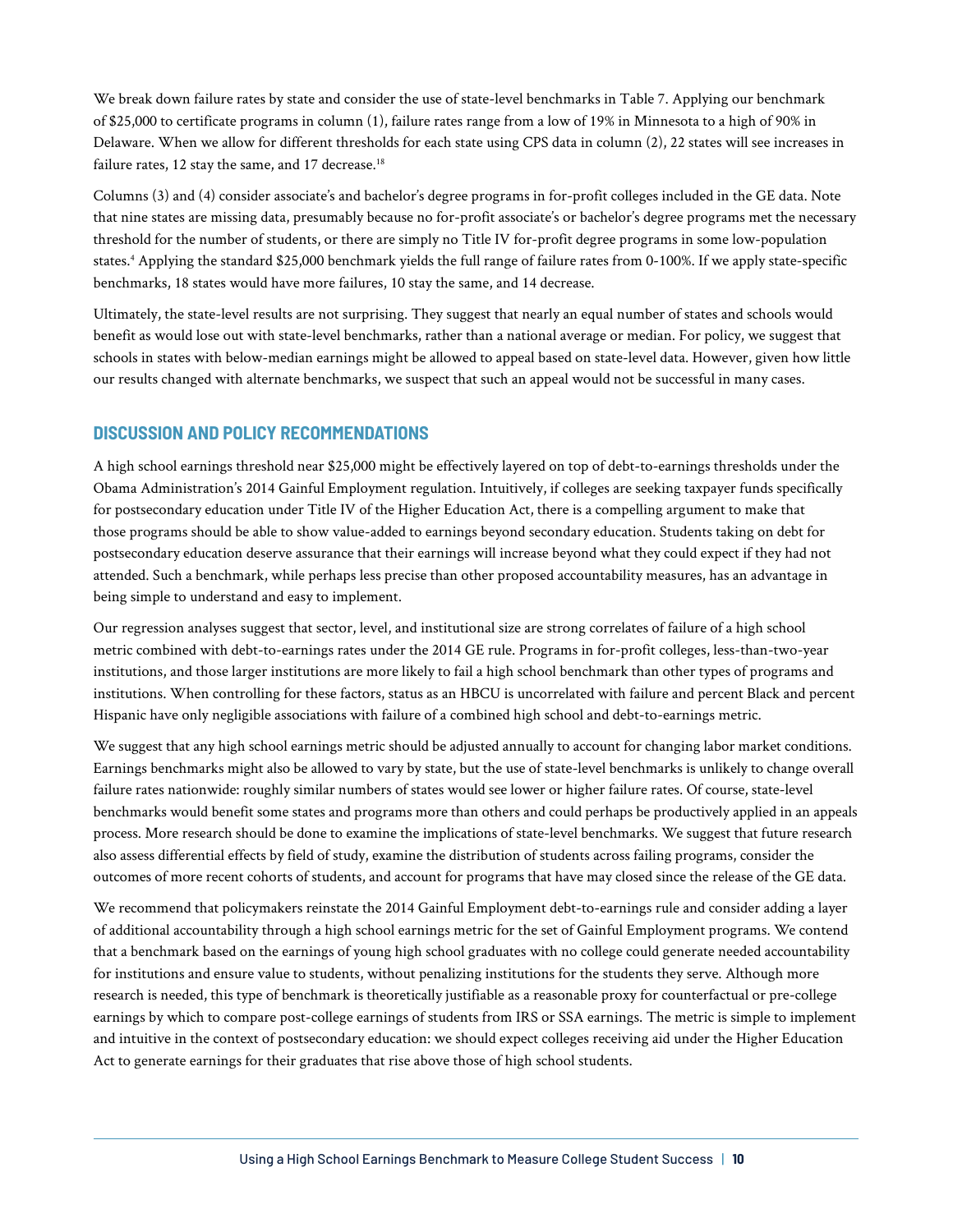We break down failure rates by state and consider the use of state-level benchmarks in Table 7. Applying our benchmark of $25,000 to certificate programs in column (1), failure rates range from a low of 19% in Minnesota to a high of 90% in Delaware. When we allow for different thresholds for each state using CPS data in column (2), 22 states will see increases in failure rates, 12 stay the same, and 17 decrease.[18]

Columns (3) and (4) consider associate's and bachelor's degree programs in for-profit colleges included in the GE data. Note that nine states are missing data, presumably because no for-profit associate's or bachelor's degree programs met the necessary threshold for the number of students, or there are simply no Title IV for-profit degree programs in some low-population states.[4] Applying the standard $25,000 benchmark yields the full range of failure rates from 0-100%. If we apply state-specific benchmarks, 18 states would have more failures, 10 stay the same, and 14 decrease.

Ultimately, the state-level results are not surprising. They suggest that nearly an equal number of states and schools would benefit as would lose out with state-level benchmarks, rather than a national average or median. For policy, we suggest that schools in states with below-median earnings might be allowed to appeal based on state-level data. However, given how little our results changed with alternate benchmarks, we suspect that such an appeal would not be successful in many cases.

## DISCUSSION AND POLICY RECOMMENDATIONS

A high school earnings threshold near $25,000 might be effectively layered on top of debt-to-earnings thresholds under the Obama Administration's 2014 Gainful Employment regulation. Intuitively, if colleges are seeking taxpayer funds specifically for postsecondary education under Title IV of the Higher Education Act, there is a compelling argument to make that those programs should be able to show value-added to earnings beyond secondary education. Students taking on debt for postsecondary education deserve assurance that their earnings will increase beyond what they could expect if they had not attended. Such a benchmark, while perhaps less precise than other proposed accountability measures, has an advantage in being simple to understand and easy to implement.

Our regression analyses suggest that sector, level, and institutional size are strong correlates of failure of a high school metric combined with debt-to-earnings rates under the 2014 GE rule. Programs in for-profit colleges, less-than-two-year institutions, and those larger institutions are more likely to fail a high school benchmark than other types of programs and institutions. When controlling for these factors, status as an HBCU is uncorrelated with failure and percent Black and percent Hispanic have only negligible associations with failure of a combined high school and debt-to-earnings metric.

We suggest that any high school earnings metric should be adjusted annually to account for changing labor market conditions. Earnings benchmarks might also be allowed to vary by state, but the use of state-level benchmarks is unlikely to change overall failure rates nationwide: roughly similar numbers of states would see lower or higher failure rates. Of course, state-level benchmarks would benefit some states and programs more than others and could perhaps be productively applied in an appeals process. More research should be done to examine the implications of state-level benchmarks. We suggest that future research also assess differential effects by field of study, examine the distribution of students across failing programs, consider the outcomes of more recent cohorts of students, and account for programs that have may closed since the release of the GE data.

We recommend that policymakers reinstate the 2014 Gainful Employment debt-to-earnings rule and consider adding a layer of additional accountability through a high school earnings metric for the set of Gainful Employment programs. We contend that a benchmark based on the earnings of young high school graduates with no college could generate needed accountability for institutions and ensure value to students, without penalizing institutions for the students they serve. Although more research is needed, this type of benchmark is theoretically justifiable as a reasonable proxy for counterfactual or pre-college earnings by which to compare post-college earnings of students from IRS or SSA earnings. The metric is simple to implement and intuitive in the context of postsecondary education: we should expect colleges receiving aid under the Higher Education Act to generate earnings for their graduates that rise above those of high school students.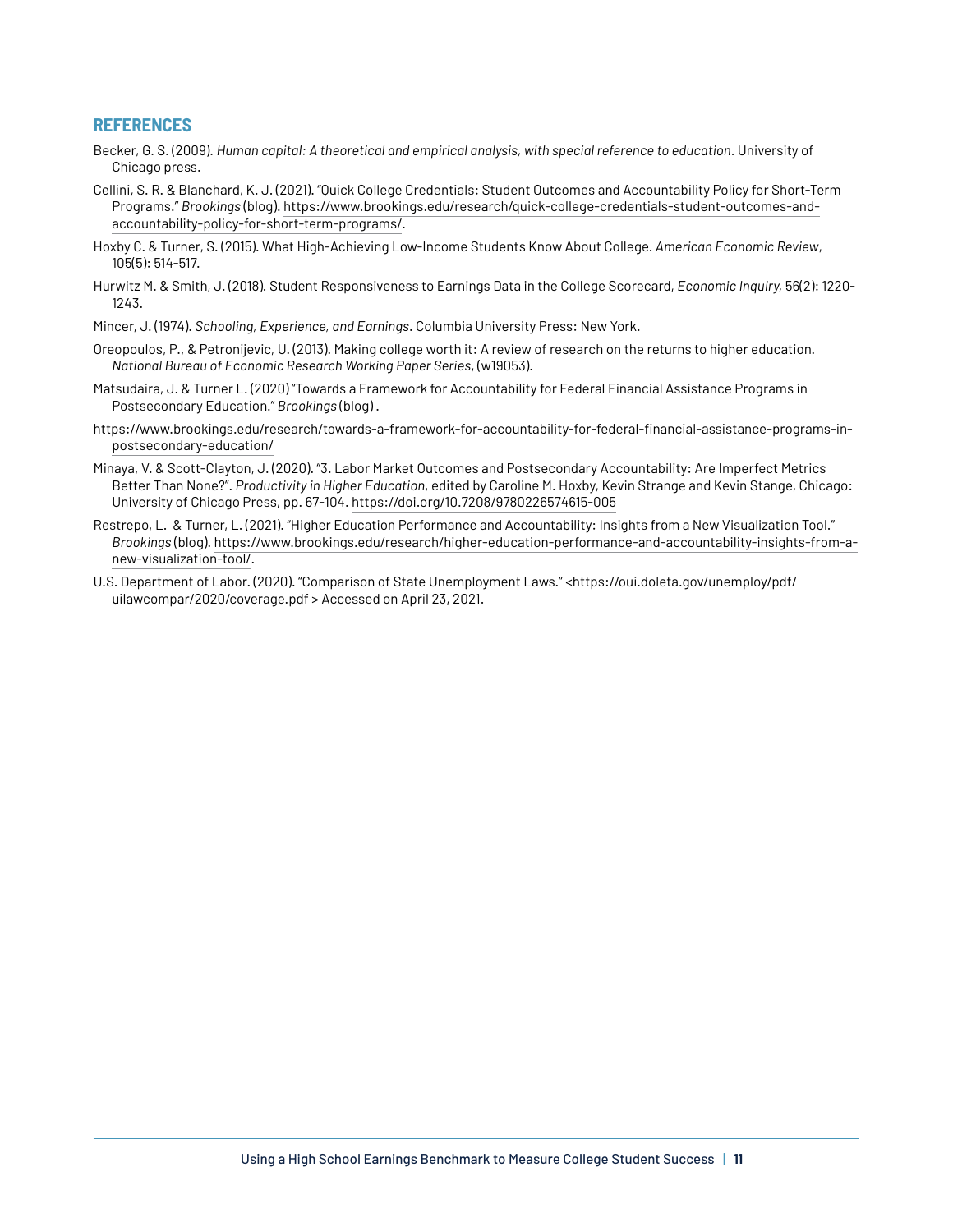## REFERENCES

Becker, G. S. (2009). *Human capital: A theoretical and empirical analysis, with special reference to education*. University of Chicago press.

Cellini, S. R. & Blanchard, K. J. (2021). "Quick College Credentials: Student Outcomes and Accountability Policy for Short-Term Programs." *Brookings* (blog). https://www.brookings.edu/research/quick-college-credentials-student-outcomes-and-accountability-policy-for-short-term-programs/.

Hoxby C. & Turner, S. (2015). What High-Achieving Low-Income Students Know About College. *American Economic Review*, 105(5): 514-517.

Hurwitz M. & Smith, J. (2018). Student Responsiveness to Earnings Data in the College Scorecard, *Economic Inquiry*, 56(2): 1220-1243.

Mincer, J. (1974). *Schooling, Experience, and Earnings*. Columbia University Press: New York.

Oreopoulos, P., & Petronijevic, U. (2013). Making college worth it: A review of research on the returns to higher education. *National Bureau of Economic Research Working Paper Series*, (w19053).

Matsudaira, J. & Turner L. (2020) "Towards a Framework for Accountability for Federal Financial Assistance Programs in Postsecondary Education." *Brookings* (blog) .

https://www.brookings.edu/research/towards-a-framework-for-accountability-for-federal-financial-assistance-programs-in-postsecondary-education/

Minaya, V. & Scott-Clayton, J. (2020). "3. Labor Market Outcomes and Postsecondary Accountability: Are Imperfect Metrics Better Than None?". *Productivity in Higher Education*, edited by Caroline M. Hoxby, Kevin Strange and Kevin Stange, Chicago: University of Chicago Press, pp. 67-104. https://doi.org/10.7208/9780226574615-005

Restrepo, L. & Turner, L. (2021). "Higher Education Performance and Accountability: Insights from a New Visualization Tool." *Brookings* (blog). https://www.brookings.edu/research/higher-education-performance-and-accountability-insights-from-a-new-visualization-tool/.

U.S. Department of Labor. (2020). "Comparison of State Unemployment Laws." <https://oui.doleta.gov/unemploy/pdf/uilawcompar/2020/coverage.pdf > Accessed on April 23, 2021.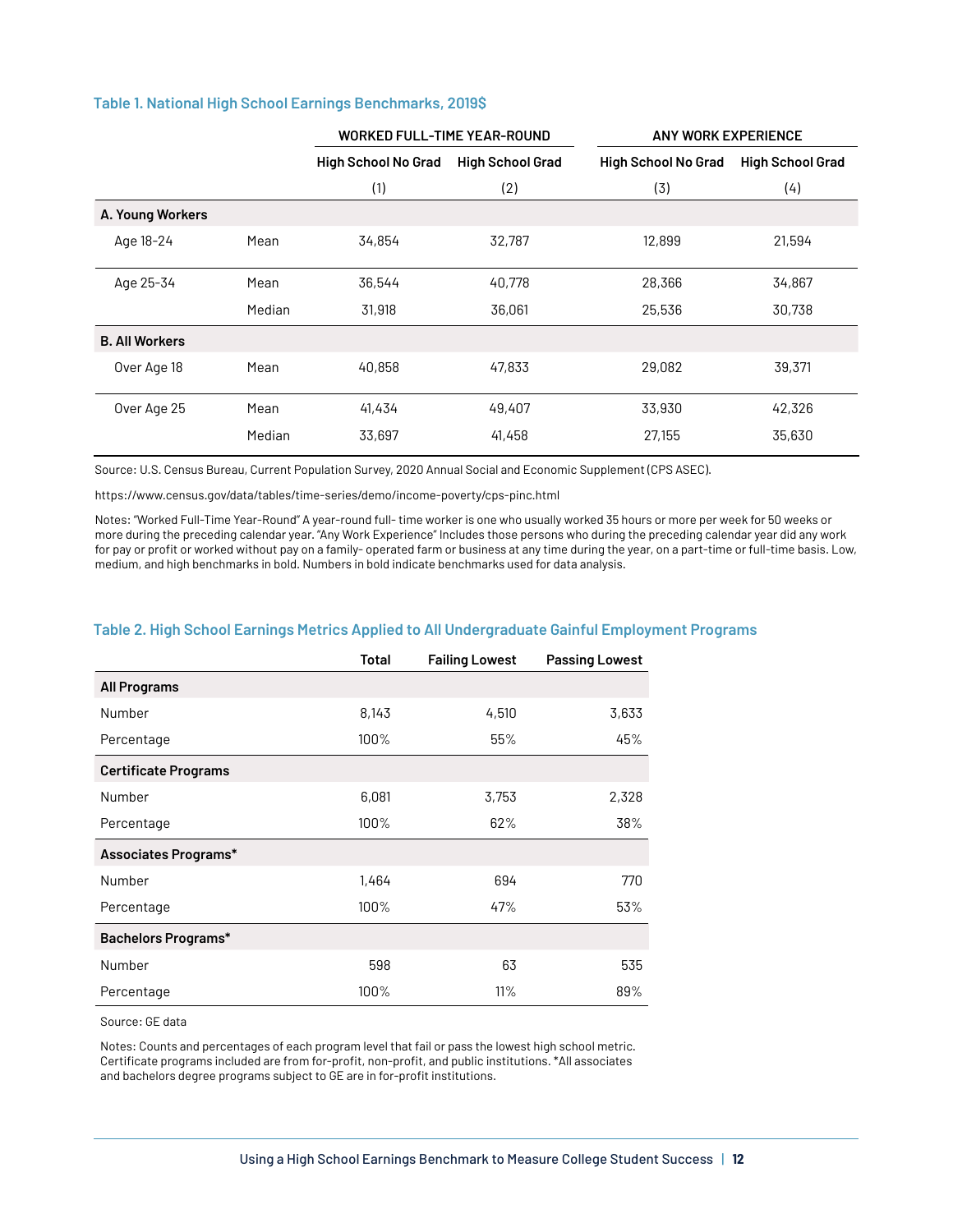### Table 1. National High School Earnings Benchmarks, 2019$

| | | WORKED FULL-TIME YEAR-ROUND | | ANY WORK EXPERIENCE | |
|---|---|---|---|---|---|
| | | High School No Grad | High School Grad | High School No Grad | High School Grad |
| | | (1) | (2) | (3) | (4) |
| **A. Young Workers** | | | | | |
| Age 18-24 | Mean | 34,854 | 32,787 | 12,899 | 21,594 |
| Age 25-34 | Mean | 36,544 | 40,778 | 28,366 | 34,867 |
| | Median | 31,918 | 36,061 | 25,536 | 30,738 |
| **B. All Workers** | | | | | |
| Over Age 18 | Mean | 40,858 | 47,833 | 29,082 | 39,371 |
| Over Age 25 | Mean | 41,434 | 49,407 | 33,930 | 42,326 |
| | Median | 33,697 | 41,458 | 27,155 | 35,630 |

Source: U.S. Census Bureau, Current Population Survey, 2020 Annual Social and Economic Supplement (CPS ASEC).

https://www.census.gov/data/tables/time-series/demo/income-poverty/cps-pinc.html

Notes: "Worked Full-Time Year-Round" A year-round full- time worker is one who usually worked 35 hours or more per week for 50 weeks or more during the preceding calendar year. "Any Work Experience" Includes those persons who during the preceding calendar year did any work for pay or profit or worked without pay on a family- operated farm or business at any time during the year, on a part-time or full-time basis. Low, medium, and high benchmarks in bold. Numbers in bold indicate benchmarks used for data analysis.

### Table 2. High School Earnings Metrics Applied to All Undergraduate Gainful Employment Programs

| | Total | Failing Lowest | Passing Lowest |
|---|---|---|---|
| **All Programs** | | | |
| Number | 8,143 | 4,510 | 3,633 |
| Percentage | 100% | 55% | 45% |
| **Certificate Programs** | | | |
| Number | 6,081 | 3,753 | 2,328 |
| Percentage | 100% | 62% | 38% |
| **Associates Programs*** | | | |
| Number | 1,464 | 694 | 770 |
| Percentage | 100% | 47% | 53% |
| **Bachelors Programs*** | | | |
| Number | 598 | 63 | 535 |
| Percentage | 100% | 11% | 89% |

Source: GE data

Notes: Counts and percentages of each program level that fail or pass the lowest high school metric. Certificate programs included are from for-profit, non-profit, and public institutions. *All associates and bachelors degree programs subject to GE are in for-profit institutions.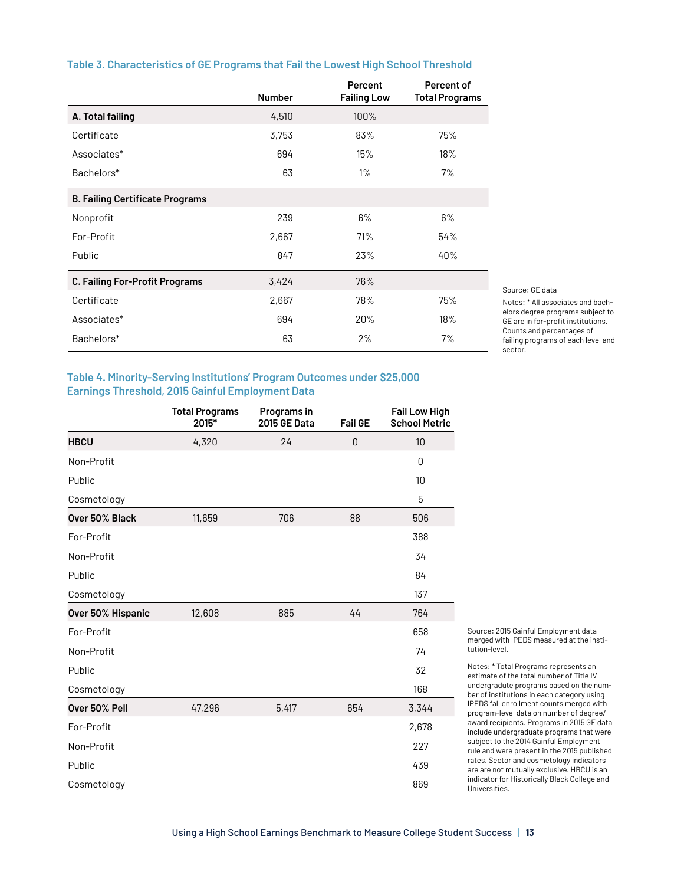### Table 3. Characteristics of GE Programs that Fail the Lowest High School Threshold

| | Number | Percent Failing Low | Percent of Total Programs |
|---|---|---|---|
| **A. Total failing** | 4,510 | 100% | |
| Certificate | 3,753 | 83% | 75% |
| Associates* | 694 | 15% | 18% |
| Bachelors* | 63 | 1% | 7% |
| **B. Failing Certificate Programs** | | | |
| Nonprofit | 239 | 6% | 6% |
| For-Profit | 2,667 | 71% | 54% |
| Public | 847 | 23% | 40% |
| **C. Failing For-Profit Programs** | 3,424 | 76% | |
| Certificate | 2,667 | 78% | 75% |
| Associates* | 694 | 20% | 18% |
| Bachelors* | 63 | 2% | 7% |

Source: GE data

Notes: * All associates and bachelors degree programs subject to GE are in for-profit institutions. Counts and percentages of failing programs of each level and sector.

### Table 4. Minority-Serving Institutions' Program Outcomes under $25,000 Earnings Threshold, 2015 Gainful Employment Data

| | Total Programs 2015* | Programs in 2015 GE Data | Fail GE | Fail Low High School Metric |
|---|---|---|---|---|
| **HBCU** | 4,320 | 24 | 0 | 10 |
| Non-Profit | | | | 0 |
| Public | | | | 10 |
| Cosmetology | | | | 5 |
| **Over 50% Black** | 11,659 | 706 | 88 | 506 |
| For-Profit | | | | 388 |
| Non-Profit | | | | 34 |
| Public | | | | 84 |
| Cosmetology | | | | 137 |
| **Over 50% Hispanic** | 12,608 | 885 | 44 | 764 |
| For-Profit | | | | 658 |
| Non-Profit | | | | 74 |
| Public | | | | 32 |
| Cosmetology | | | | 168 |
| **Over 50% Pell** | 47,296 | 5,417 | 654 | 3,344 |
| For-Profit | | | | 2,678 |
| Non-Profit | | | | 227 |
| Public | | | | 439 |
| Cosmetology | | | | 869 |

Source: 2015 Gainful Employment data merged with IPEDS measured at the institution-level.

Notes: * Total Programs represents an estimate of the total number of Title IV undergradute programs based on the number of institutions in each category using IPEDS fall enrollment counts merged with program-level data on number of degree/award recipients. Programs in 2015 GE data include undergraduate programs that were subject to the 2014 Gainful Employment rule and were present in the 2015 published rates. Sector and cosmetology indicators are are not mutually exclusive. HBCU is an indicator for Historically Black College and Universities.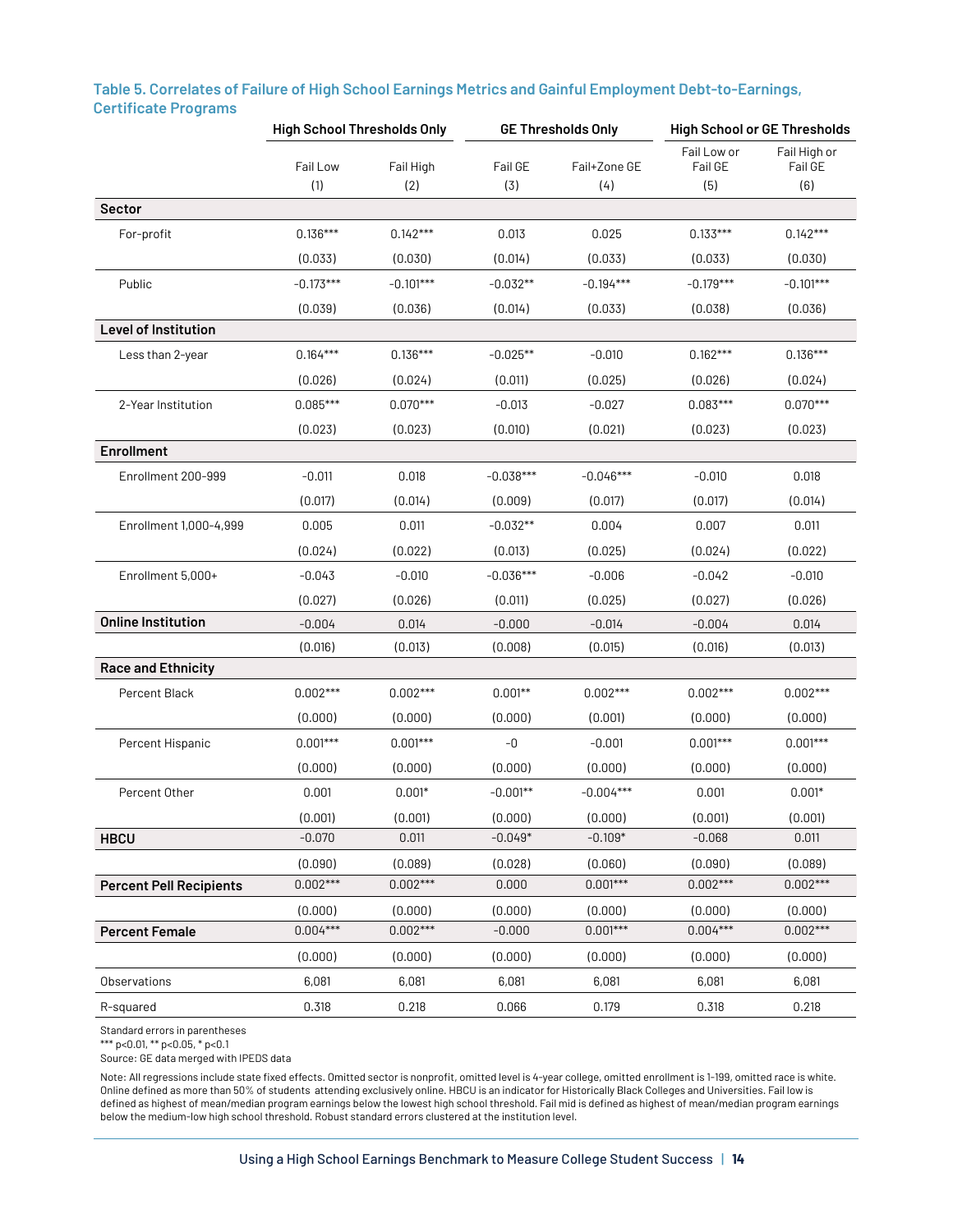### Table 5. Correlates of Failure of High School Earnings Metrics and Gainful Employment Debt-to-Earnings, Certificate Programs

| | High School Thresholds Only | | GE Thresholds Only | | High School or GE Thresholds | |
|---|---|---|---|---|---|---|
| | Fail Low | Fail High | Fail GE | Fail+Zone GE | Fail Low or Fail GE | Fail High or Fail GE |
| | (1) | (2) | (3) | (4) | (5) | (6) |
| **Sector** | | | | | | |
| For-profit | 0.136*** | 0.142*** | 0.013 | 0.025 | 0.133*** | 0.142*** |
| | (0.033) | (0.030) | (0.014) | (0.033) | (0.033) | (0.030) |
| Public | -0.173*** | -0.101*** | -0.032** | -0.194*** | -0.179*** | -0.101*** |
| | (0.039) | (0.036) | (0.014) | (0.033) | (0.038) | (0.036) |
| **Level of Institution** | | | | | | |
| Less than 2-year | 0.164*** | 0.136*** | -0.025** | -0.010 | 0.162*** | 0.136*** |
| | (0.026) | (0.024) | (0.011) | (0.025) | (0.026) | (0.024) |
| 2-Year Institution | 0.085*** | 0.070*** | -0.013 | -0.027 | 0.083*** | 0.070*** |
| | (0.023) | (0.023) | (0.010) | (0.021) | (0.023) | (0.023) |
| **Enrollment** | | | | | | |
| Enrollment 200-999 | -0.011 | 0.018 | -0.038*** | -0.046*** | -0.010 | 0.018 |
| | (0.017) | (0.014) | (0.009) | (0.017) | (0.017) | (0.014) |
| Enrollment 1,000-4,999 | 0.005 | 0.011 | -0.032** | 0.004 | 0.007 | 0.011 |
| | (0.024) | (0.022) | (0.013) | (0.025) | (0.024) | (0.022) |
| Enrollment 5,000+ | -0.043 | -0.010 | -0.036*** | -0.006 | -0.042 | -0.010 |
| | (0.027) | (0.026) | (0.011) | (0.025) | (0.027) | (0.026) |
| **Online Institution** | -0.004 | 0.014 | -0.000 | -0.014 | -0.004 | 0.014 |
| | (0.016) | (0.013) | (0.008) | (0.015) | (0.016) | (0.013) |
| **Race and Ethnicity** | | | | | | |
| Percent Black | 0.002*** | 0.002*** | 0.001** | 0.002*** | 0.002*** | 0.002*** |
| | (0.000) | (0.000) | (0.000) | (0.001) | (0.000) | (0.000) |
| Percent Hispanic | 0.001*** | 0.001*** | -0 | -0.001 | 0.001*** | 0.001*** |
| | (0.000) | (0.000) | (0.000) | (0.000) | (0.000) | (0.000) |
| Percent Other | 0.001 | 0.001* | -0.001** | -0.004*** | 0.001 | 0.001* |
| | (0.001) | (0.001) | (0.000) | (0.000) | (0.001) | (0.001) |
| **HBCU** | -0.070 | 0.011 | -0.049* | -0.109* | -0.068 | 0.011 |
| | (0.090) | (0.089) | (0.028) | (0.060) | (0.090) | (0.089) |
| **Percent Pell Recipients** | 0.002*** | 0.002*** | 0.000 | 0.001*** | 0.002*** | 0.002*** |
| | (0.000) | (0.000) | (0.000) | (0.000) | (0.000) | (0.000) |
| **Percent Female** | 0.004*** | 0.002*** | -0.000 | 0.001*** | 0.004*** | 0.002*** |
| | (0.000) | (0.000) | (0.000) | (0.000) | (0.000) | (0.000) |
| Observations | 6,081 | 6,081 | 6,081 | 6,081 | 6,081 | 6,081 |
| R-squared | 0.318 | 0.218 | 0.066 | 0.179 | 0.318 | 0.218 |

Standard errors in parentheses
*** p<0.01, ** p<0.05, * p<0.1
Source: GE data merged with IPEDS data

Note: All regressions include state fixed effects. Omitted sector is nonprofit, omitted level is 4-year college, omitted enrollment is 1-199, omitted race is white. Online defined as more than 50% of students attending exclusively online. HBCU is an indicator for Historically Black Colleges and Universities. Fail low is defined as highest of mean/median program earnings below the lowest high school threshold. Fail mid is defined as highest of mean/median program earnings below the medium-low high school threshold. Robust standard errors clustered at the institution level.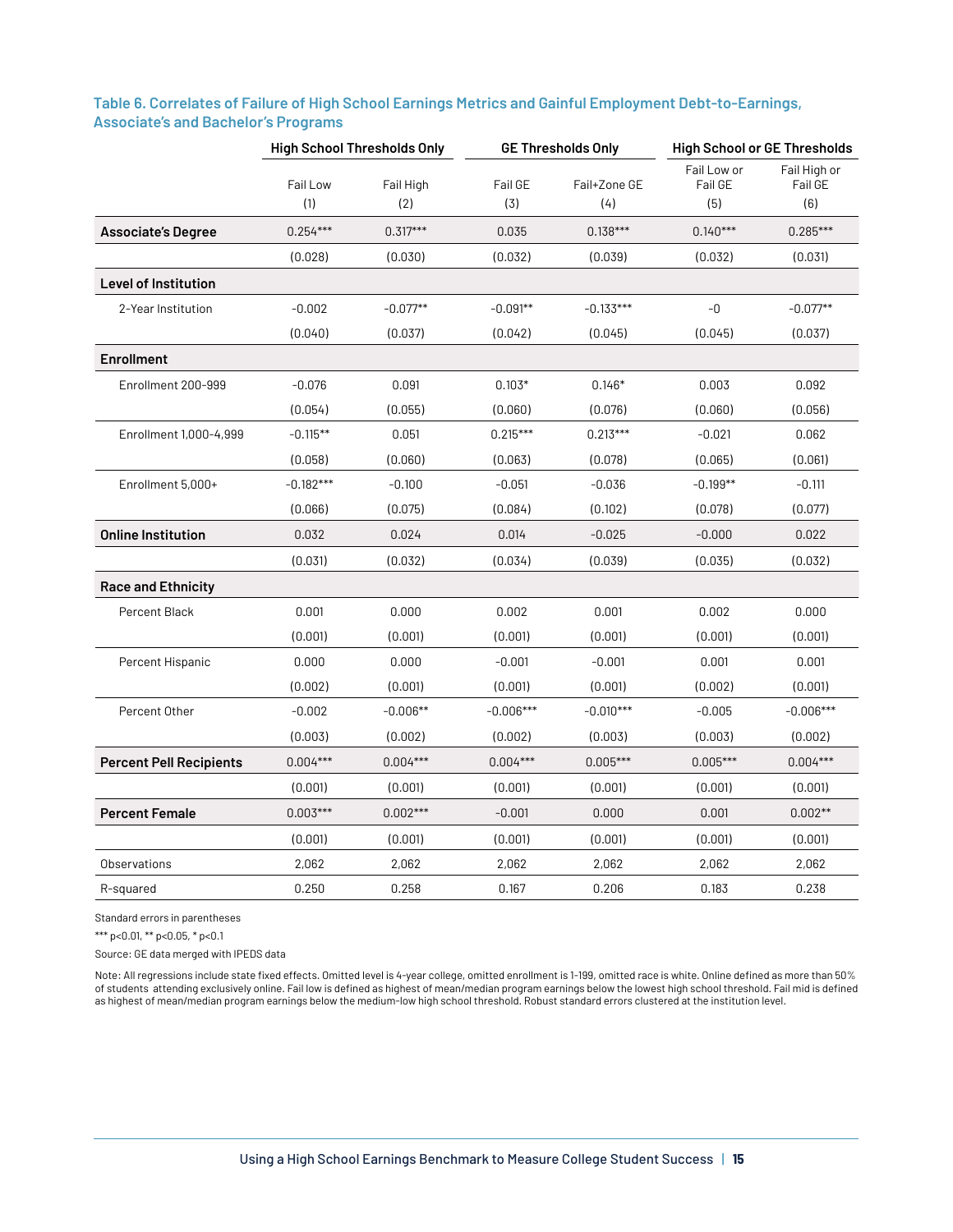### Table 6. Correlates of Failure of High School Earnings Metrics and Gainful Employment Debt-to-Earnings, Associate's and Bachelor's Programs

| | High School Thresholds Only | | GE Thresholds Only | | High School or GE Thresholds | |
|---|---|---|---|---|---|---|
| | Fail Low (1) | Fail High (2) | Fail GE (3) | Fail+Zone GE (4) | Fail Low or Fail GE (5) | Fail High or Fail GE (6) |
| **Associate's Degree** | 0.254*** | 0.317*** | 0.035 | 0.138*** | 0.140*** | 0.285*** |
| | (0.028) | (0.030) | (0.032) | (0.039) | (0.032) | (0.031) |
| **Level of Institution** | | | | | | |
| 2-Year Institution | -0.002 | -0.077** | -0.091** | -0.133*** | -0 | -0.077** |
| | (0.040) | (0.037) | (0.042) | (0.045) | (0.045) | (0.037) |
| **Enrollment** | | | | | | |
| Enrollment 200-999 | -0.076 | 0.091 | 0.103* | 0.146* | 0.003 | 0.092 |
| | (0.054) | (0.055) | (0.060) | (0.076) | (0.060) | (0.056) |
| Enrollment 1,000-4,999 | -0.115** | 0.051 | 0.215*** | 0.213*** | -0.021 | 0.062 |
| | (0.058) | (0.060) | (0.063) | (0.078) | (0.065) | (0.061) |
| Enrollment 5,000+ | -0.182*** | -0.100 | -0.051 | -0.036 | -0.199** | -0.111 |
| | (0.066) | (0.075) | (0.084) | (0.102) | (0.078) | (0.077) |
| **Online Institution** | 0.032 | 0.024 | 0.014 | -0.025 | -0.000 | 0.022 |
| | (0.031) | (0.032) | (0.034) | (0.039) | (0.035) | (0.032) |
| **Race and Ethnicity** | | | | | | |
| Percent Black | 0.001 | 0.000 | 0.002 | 0.001 | 0.002 | 0.000 |
| | (0.001) | (0.001) | (0.001) | (0.001) | (0.001) | (0.001) |
| Percent Hispanic | 0.000 | 0.000 | -0.001 | -0.001 | 0.001 | 0.001 |
| | (0.002) | (0.001) | (0.001) | (0.001) | (0.002) | (0.001) |
| Percent Other | -0.002 | -0.006** | -0.006*** | -0.010*** | -0.005 | -0.006*** |
| | (0.003) | (0.002) | (0.002) | (0.003) | (0.003) | (0.002) |
| **Percent Pell Recipients** | 0.004*** | 0.004*** | 0.004*** | 0.005*** | 0.005*** | 0.004*** |
| | (0.001) | (0.001) | (0.001) | (0.001) | (0.001) | (0.001) |
| **Percent Female** | 0.003*** | 0.002*** | -0.001 | 0.000 | 0.001 | 0.002** |
| | (0.001) | (0.001) | (0.001) | (0.001) | (0.001) | (0.001) |
| Observations | 2,062 | 2,062 | 2,062 | 2,062 | 2,062 | 2,062 |
| R-squared | 0.250 | 0.258 | 0.167 | 0.206 | 0.183 | 0.238 |

Standard errors in parentheses

*** p<0.01, ** p<0.05, * p<0.1

Source: GE data merged with IPEDS data

Note: All regressions include state fixed effects. Omitted level is 4-year college, omitted enrollment is 1-199, omitted race is white. Online defined as more than 50% of students attending exclusively online. Fail low is defined as highest of mean/median program earnings below the lowest high school threshold. Fail mid is defined as highest of mean/median program earnings below the medium-low high school threshold. Robust standard errors clustered at the institution level.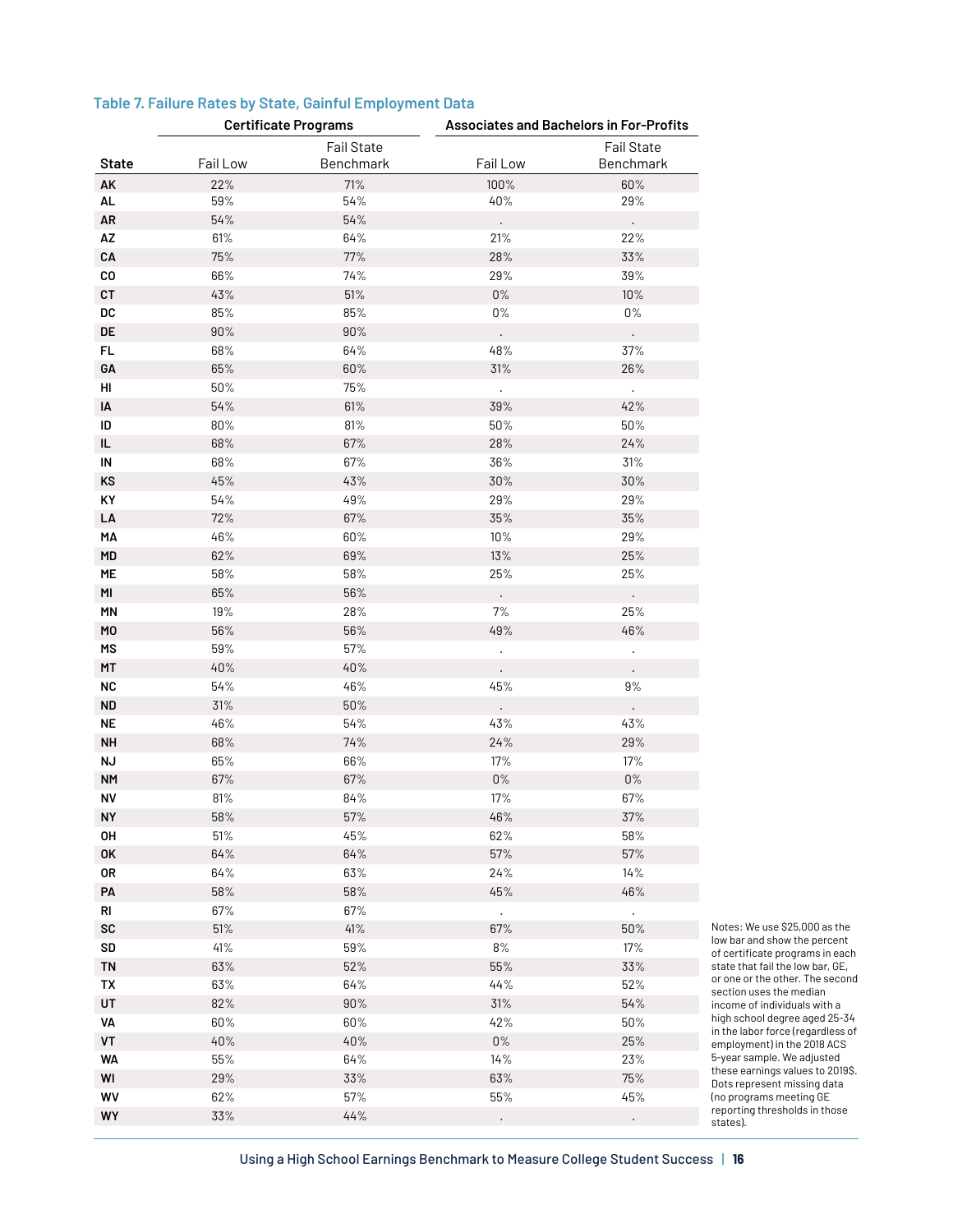### Table 7. Failure Rates by State, Gainful Employment Data

| State | Certificate Programs | | Associates and Bachelors in For-Profits | |
|---|---|---|---|---|
| | Fail Low | Fail State Benchmark | Fail Low | Fail State Benchmark |
| AK | 22% | 71% | 100% | 60% |
| AL | 59% | 54% | 40% | 29% |
| AR | 54% | 54% | . | . |
| AZ | 61% | 64% | 21% | 22% |
| CA | 75% | 77% | 28% | 33% |
| CO | 66% | 74% | 29% | 39% |
| CT | 43% | 51% | 0% | 10% |
| DC | 85% | 85% | 0% | 0% |
| DE | 90% | 90% | . | . |
| FL | 68% | 64% | 48% | 37% |
| GA | 65% | 60% | 31% | 26% |
| HI | 50% | 75% | . | . |
| IA | 54% | 61% | 39% | 42% |
| ID | 80% | 81% | 50% | 50% |
| IL | 68% | 67% | 28% | 24% |
| IN | 68% | 67% | 36% | 31% |
| KS | 45% | 43% | 30% | 30% |
| KY | 54% | 49% | 29% | 29% |
| LA | 72% | 67% | 35% | 35% |
| MA | 46% | 60% | 10% | 29% |
| MD | 62% | 69% | 13% | 25% |
| ME | 58% | 58% | 25% | 25% |
| MI | 65% | 56% | . | . |
| MN | 19% | 28% | 7% | 25% |
| MO | 56% | 56% | 49% | 46% |
| MS | 59% | 57% | . | . |
| MT | 40% | 40% | . | . |
| NC | 54% | 46% | 45% | 9% |
| ND | 31% | 50% | . | . |
| NE | 46% | 54% | 43% | 43% |
| NH | 68% | 74% | 24% | 29% |
| NJ | 65% | 66% | 17% | 17% |
| NM | 67% | 67% | 0% | 0% |
| NV | 81% | 84% | 17% | 67% |
| NY | 58% | 57% | 46% | 37% |
| OH | 51% | 45% | 62% | 58% |
| OK | 64% | 64% | 57% | 57% |
| OR | 64% | 63% | 24% | 14% |
| PA | 58% | 58% | 45% | 46% |
| RI | 67% | 67% | . | . |
| SC | 51% | 41% | 67% | 50% |
| SD | 41% | 59% | 8% | 17% |
| TN | 63% | 52% | 55% | 33% |
| TX | 63% | 64% | 44% | 52% |
| UT | 82% | 90% | 31% | 54% |
| VA | 60% | 60% | 42% | 50% |
| VT | 40% | 40% | 0% | 25% |
| WA | 55% | 64% | 14% | 23% |
| WI | 29% | 33% | 63% | 75% |
| WV | 62% | 57% | 55% | 45% |
| WY | 33% | 44% | . | . |

Notes: We use $25,000 as the low bar and show the percent of certificate programs in each state that fail the low bar, GE, or one or the other. The second section uses the median income of individuals with a high school degree aged 25–34 in the labor force (regardless of employment) in the 2018 ACS 5-year sample. We adjusted these earnings values to 2019$. Dots represent missing data (no programs meeting GE reporting thresholds in those states).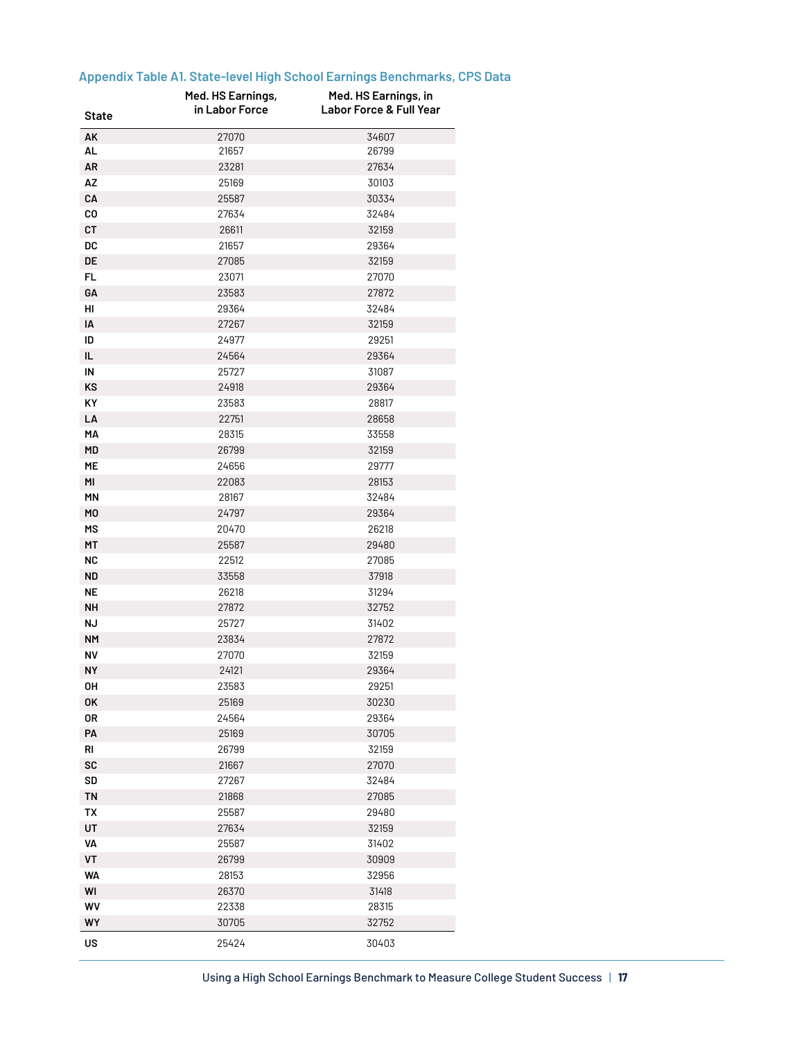## Appendix Table A1. State-level High School Earnings Benchmarks, CPS Data

| State | Med. HS Earnings, in Labor Force | Med. HS Earnings, in Labor Force & Full Year |
|---|---|---|
| AK | 27070 | 34607 |
| AL | 21657 | 26799 |
| AR | 23281 | 27634 |
| AZ | 25169 | 30103 |
| CA | 25587 | 30334 |
| CO | 27634 | 32484 |
| CT | 26611 | 32159 |
| DC | 21657 | 29364 |
| DE | 27085 | 32159 |
| FL | 23071 | 27070 |
| GA | 23583 | 27872 |
| HI | 29364 | 32484 |
| IA | 27267 | 32159 |
| ID | 24977 | 29251 |
| IL | 24564 | 29364 |
| IN | 25727 | 31087 |
| KS | 24918 | 29364 |
| KY | 23583 | 28817 |
| LA | 22751 | 28658 |
| MA | 28315 | 33558 |
| MD | 26799 | 32159 |
| ME | 24656 | 29777 |
| MI | 22083 | 28153 |
| MN | 28167 | 32484 |
| MO | 24797 | 29364 |
| MS | 20470 | 26218 |
| MT | 25587 | 29480 |
| NC | 22512 | 27085 |
| ND | 33558 | 37918 |
| NE | 26218 | 31294 |
| NH | 27872 | 32752 |
| NJ | 25727 | 31402 |
| NM | 23834 | 27872 |
| NV | 27070 | 32159 |
| NY | 24121 | 29364 |
| OH | 23583 | 29251 |
| OK | 25169 | 30230 |
| OR | 24564 | 29364 |
| PA | 25169 | 30705 |
| RI | 26799 | 32159 |
| SC | 21667 | 27070 |
| SD | 27267 | 32484 |
| TN | 21868 | 27085 |
| TX | 25587 | 29480 |
| UT | 27634 | 32159 |
| VA | 25587 | 31402 |
| VT | 26799 | 30909 |
| WA | 28153 | 32956 |
| WI | 26370 | 31418 |
| WV | 22338 | 28315 |
| WY | 30705 | 32752 |
| US | 25424 | 30403 |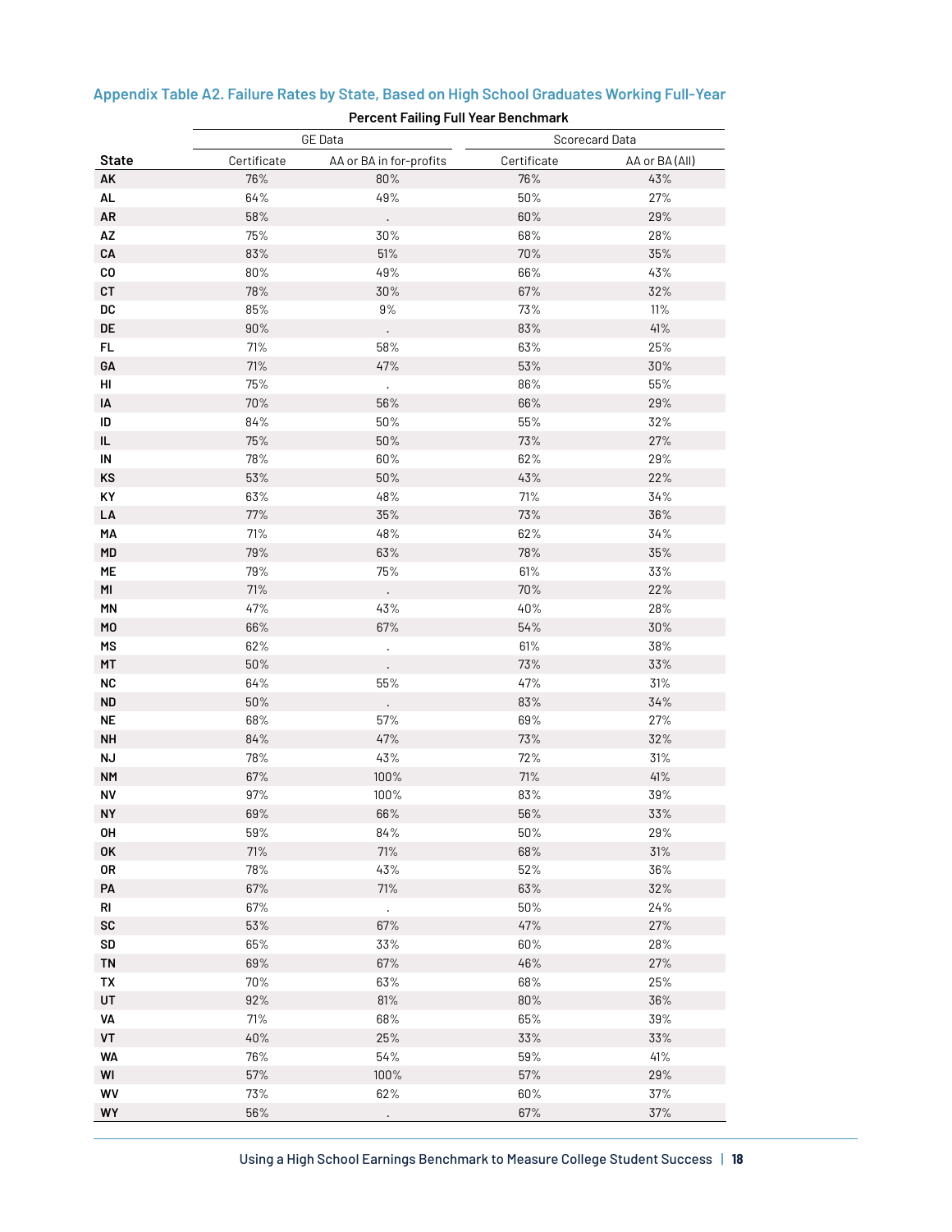## Appendix Table A2. Failure Rates by State, Based on High School Graduates Working Full-Year

| | Percent Failing Full Year Benchmark | | | |
|---|---|---|---|---|
| | GE Data | | Scorecard Data | |
| **State** | Certificate | AA or BA in for-profits | Certificate | AA or BA (All) |
| **AK** | 76% | 80% | 76% | 43% |
| **AL** | 64% | 49% | 50% | 27% |
| **AR** | 58% | . | 60% | 29% |
| **AZ** | 75% | 30% | 68% | 28% |
| **CA** | 83% | 51% | 70% | 35% |
| **CO** | 80% | 49% | 66% | 43% |
| **CT** | 78% | 30% | 67% | 32% |
| **DC** | 85% | 9% | 73% | 11% |
| **DE** | 90% | . | 83% | 41% |
| **FL** | 71% | 58% | 63% | 25% |
| **GA** | 71% | 47% | 53% | 30% |
| **HI** | 75% | . | 86% | 55% |
| **IA** | 70% | 56% | 66% | 29% |
| **ID** | 84% | 50% | 55% | 32% |
| **IL** | 75% | 50% | 73% | 27% |
| **IN** | 78% | 60% | 62% | 29% |
| **KS** | 53% | 50% | 43% | 22% |
| **KY** | 63% | 48% | 71% | 34% |
| **LA** | 77% | 35% | 73% | 36% |
| **MA** | 71% | 48% | 62% | 34% |
| **MD** | 79% | 63% | 78% | 35% |
| **ME** | 79% | 75% | 61% | 33% |
| **MI** | 71% | . | 70% | 22% |
| **MN** | 47% | 43% | 40% | 28% |
| **MO** | 66% | 67% | 54% | 30% |
| **MS** | 62% | . | 61% | 38% |
| **MT** | 50% | . | 73% | 33% |
| **NC** | 64% | 55% | 47% | 31% |
| **ND** | 50% | . | 83% | 34% |
| **NE** | 68% | 57% | 69% | 27% |
| **NH** | 84% | 47% | 73% | 32% |
| **NJ** | 78% | 43% | 72% | 31% |
| **NM** | 67% | 100% | 71% | 41% |
| **NV** | 97% | 100% | 83% | 39% |
| **NY** | 69% | 66% | 56% | 33% |
| **OH** | 59% | 84% | 50% | 29% |
| **OK** | 71% | 71% | 68% | 31% |
| **OR** | 78% | 43% | 52% | 36% |
| **PA** | 67% | 71% | 63% | 32% |
| **RI** | 67% | . | 50% | 24% |
| **SC** | 53% | 67% | 47% | 27% |
| **SD** | 65% | 33% | 60% | 28% |
| **TN** | 69% | 67% | 46% | 27% |
| **TX** | 70% | 63% | 68% | 25% |
| **UT** | 92% | 81% | 80% | 36% |
| **VA** | 71% | 68% | 65% | 39% |
| **VT** | 40% | 25% | 33% | 33% |
| **WA** | 76% | 54% | 59% | 41% |
| **WI** | 57% | 100% | 57% | 29% |
| **WV** | 73% | 62% | 60% | 37% |
| **WY** | 56% | . | 67% | 37% |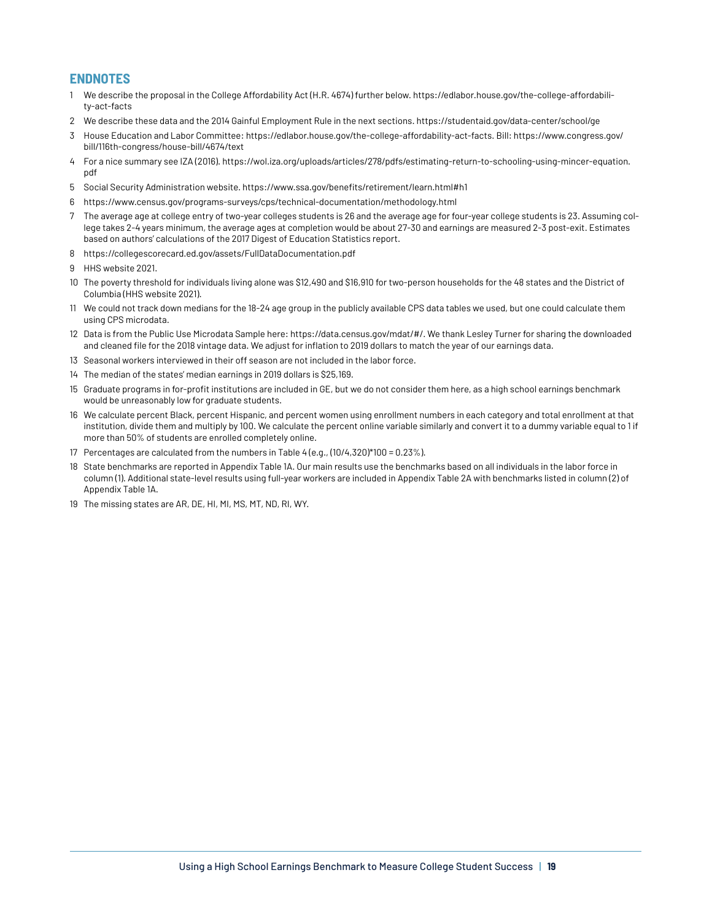## ENDNOTES

1. We describe the proposal in the College Affordability Act (H.R. 4674) further below. https://edlabor.house.gov/the-college-affordability-act-facts
2. We describe these data and the 2014 Gainful Employment Rule in the next sections. https://studentaid.gov/data-center/school/ge
3. House Education and Labor Committee: https://edlabor.house.gov/the-college-affordability-act-facts. Bill: https://www.congress.gov/bill/116th-congress/house-bill/4674/text
4. For a nice summary see IZA (2016). https://wol.iza.org/uploads/articles/278/pdfs/estimating-return-to-schooling-using-mincer-equation.pdf
5. Social Security Administration website. https://www.ssa.gov/benefits/retirement/learn.html#h1
6. https://www.census.gov/programs-surveys/cps/technical-documentation/methodology.html
7. The average age at college entry of two-year colleges students is 26 and the average age for four-year college students is 23. Assuming college takes 2-4 years minimum, the average ages at completion would be about 27-30 and earnings are measured 2-3 post-exit. Estimates based on authors' calculations of the 2017 Digest of Education Statistics report.
8. https://collegescorecard.ed.gov/assets/FullDataDocumentation.pdf
9. HHS website 2021.
10. The poverty threshold for individuals living alone was $12,490 and $16,910 for two-person households for the 48 states and the District of Columbia (HHS website 2021).
11. We could not track down medians for the 18-24 age group in the publicly available CPS data tables we used, but one could calculate them using CPS microdata.
12. Data is from the Public Use Microdata Sample here: https://data.census.gov/mdat/#/. We thank Lesley Turner for sharing the downloaded and cleaned file for the 2018 vintage data. We adjust for inflation to 2019 dollars to match the year of our earnings data.
13. Seasonal workers interviewed in their off season are not included in the labor force.
14. The median of the states' median earnings in 2019 dollars is $25,169.
15. Graduate programs in for-profit institutions are included in GE, but we do not consider them here, as a high school earnings benchmark would be unreasonably low for graduate students.
16. We calculate percent Black, percent Hispanic, and percent women using enrollment numbers in each category and total enrollment at that institution, divide them and multiply by 100. We calculate the percent online variable similarly and convert it to a dummy variable equal to 1 if more than 50% of students are enrolled completely online.
17. Percentages are calculated from the numbers in Table 4 (e.g., (10/4,320)*100 = 0.23%).
18. State benchmarks are reported in Appendix Table 1A. Our main results use the benchmarks based on all individuals in the labor force in column (1). Additional state-level results using full-year workers are included in Appendix Table 2A with benchmarks listed in column (2) of Appendix Table 1A.
19. The missing states are AR, DE, HI, MI, MS, MT, ND, RI, WY.